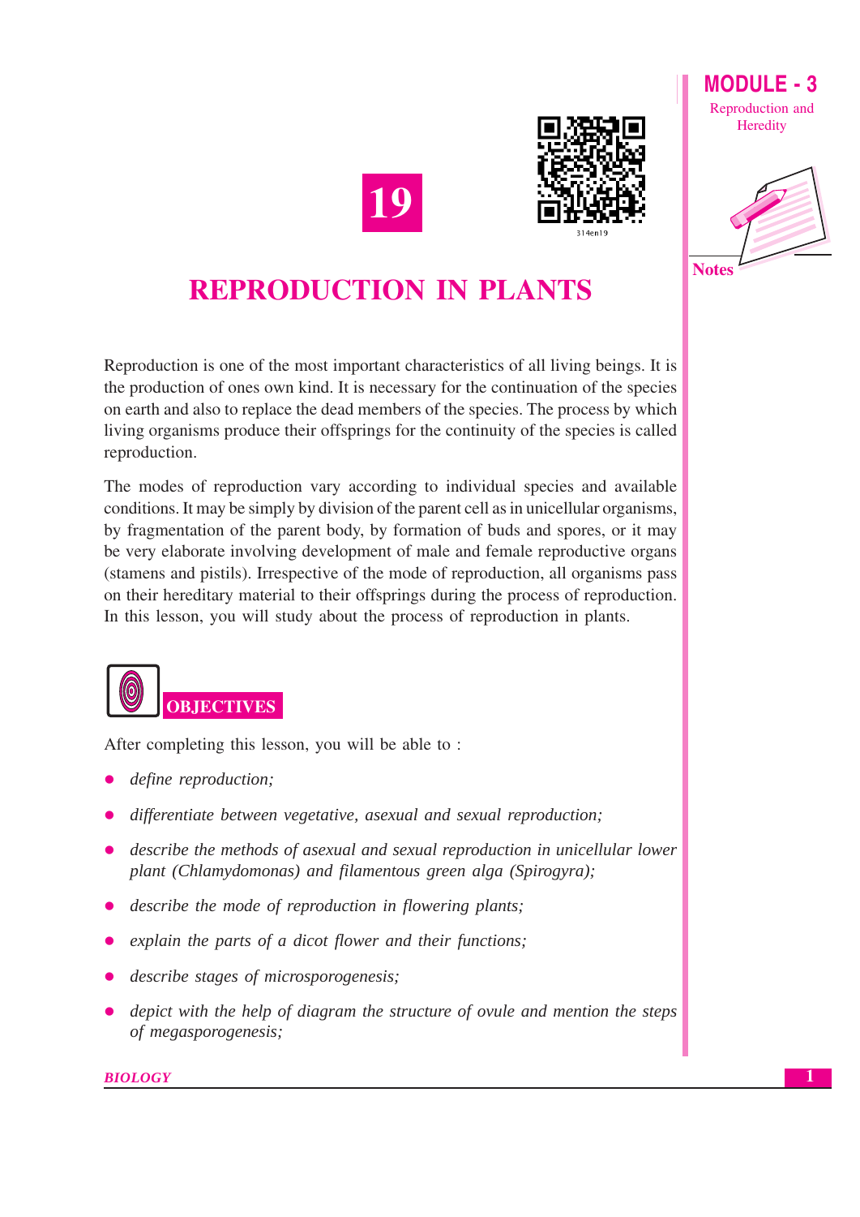# 19

# REPRODUCTION IN PLANTS

Reproduction is one of the most important characteristics of all living beings. It is the production of ones own kind. It is necessary for the continuation of the species on earth and also to replace the dead members of the species. The process by which living organisms produce their offsprings for the continuity of the species is called reproduction.

The modes of reproduction vary according to individual species and available conditions. It may be simply by division of the parent cell as in unicellular organisms, by fragmentation of the parent body, by formation of buds and spores, or it may be very elaborate involving development of male and female reproductive organs (stamens and pistils). Irrespective of the mode of reproduction, all organisms pass on their hereditary material to their offsprings during the process of reproduction. In this lesson, you will study about the process of reproduction in plants.

## OBJECTIVES

After completing this lesson, you will be able to :

- *define reproduction;*
- *differentiate between vegetative, asexual and sexual reproduction;*
- *describe the methods of asexual and sexual reproduction in unicellular lower plant (Chlamydomonas) and filamentous green alga (Spirogyra);*
- *describe the mode of reproduction in flowering plants;*
- *explain the parts of a dicot flower and their functions;*
- *describe stages of microsporogenesis;*
- *depict with the help of diagram the structure of ovule and mention the steps of megasporogenesis;*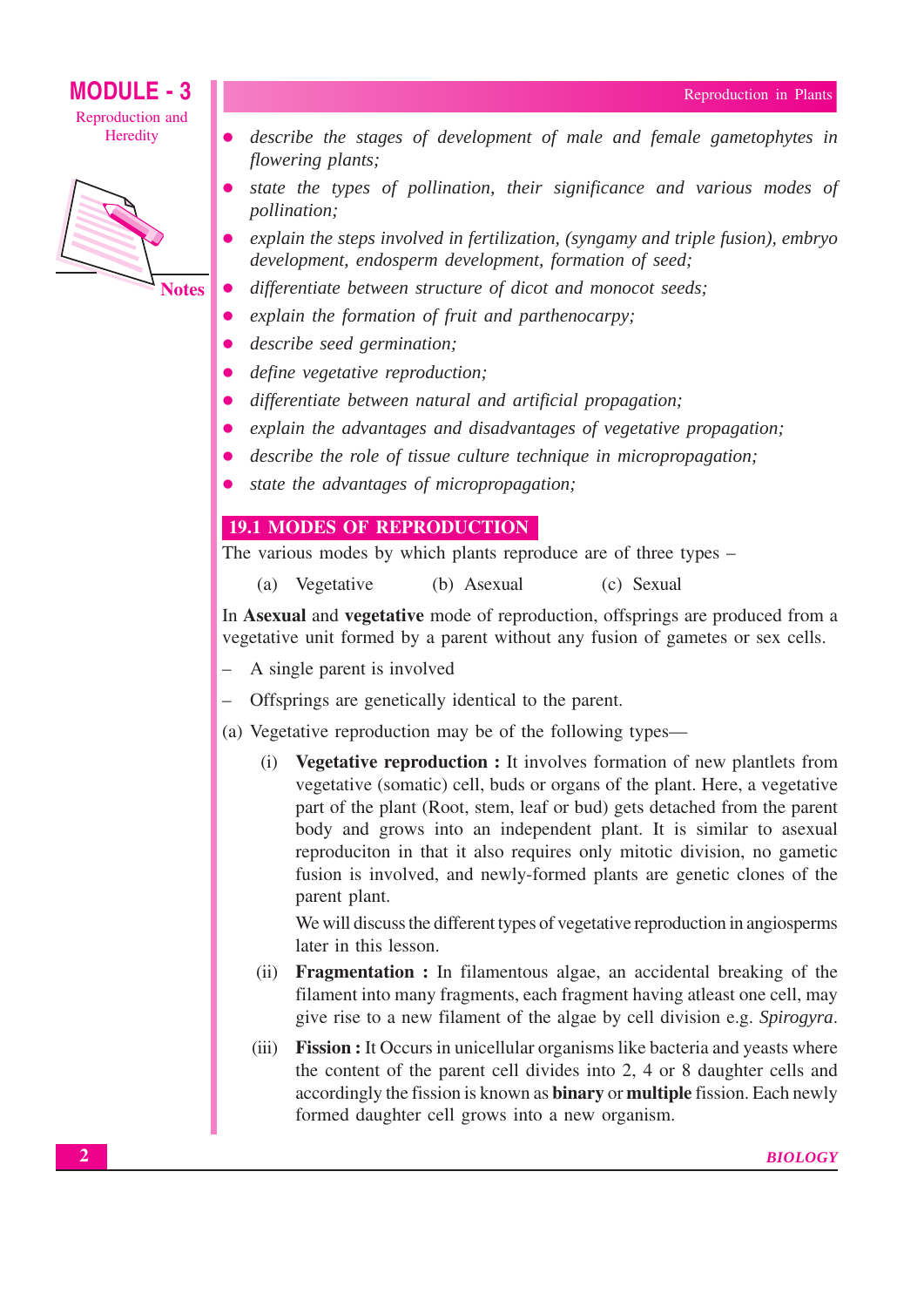- *describe the stages of development of male and female gametophytes in flowering plants;*
- *state the types of pollination, their significance and various modes of pollination;*
- *explain the steps involved in fertilization, (syngamy and triple fusion), embryo development, endosperm development, formation of seed;*
- *differentiate between structure of dicot and monocot seeds;*
- *explain the formation of fruit and parthenocarpy;*
- *describe seed germination;*
- *define vegetative reproduction;*
- *differentiate between natural and artificial propagation;*
- *explain the advantages and disadvantages of vegetative propagation;*
- *describe the role of tissue culture technique in micropropagation;*
- *state the advantages of micropropagation;*

## 19.1 MODES OF REPRODUCTION

The various modes by which plants reproduce are of three types –

(a) Vegetative (b) Asexual (c) Sexual

In **Asexual** and **vegetative** mode of reproduction, offsprings are produced from a vegetative unit formed by a parent without any fusion of gametes or sex cells.

– A single parent is involved

– Offsprings are genetically identical to the parent.

(a) Vegetative reproduction may be of the following types—

(i) **Vegetative reproduction :** It involves formation of new plantlets from vegetative (somatic) cell, buds or organs of the plant. Here, a vegetative part of the plant (Root, stem, leaf or bud) gets detached from the parent body and grows into an independent plant. It is similar to asexual reproduciton in that it also requires only mitotic division, no gametic fusion is involved, and newly-formed plants are genetic clones of the parent plant.

We will discuss the different types of vegetative reproduction in angiosperms later in this lesson.

(ii) **Fragmentation :** In filamentous algae, an accidental breaking of the filament into many fragments, each fragment having atleast one cell, may give rise to a new filament of the algae by cell division e.g. *Spirogyra*.

(iii) **Fission :** It Occurs in unicellular organisms like bacteria and yeasts where the content of the parent cell divides into 2, 4 or 8 daughter cells and accordingly the fission is known as **binary** or **multiple** fission. Each newly formed daughter cell grows into a new organism.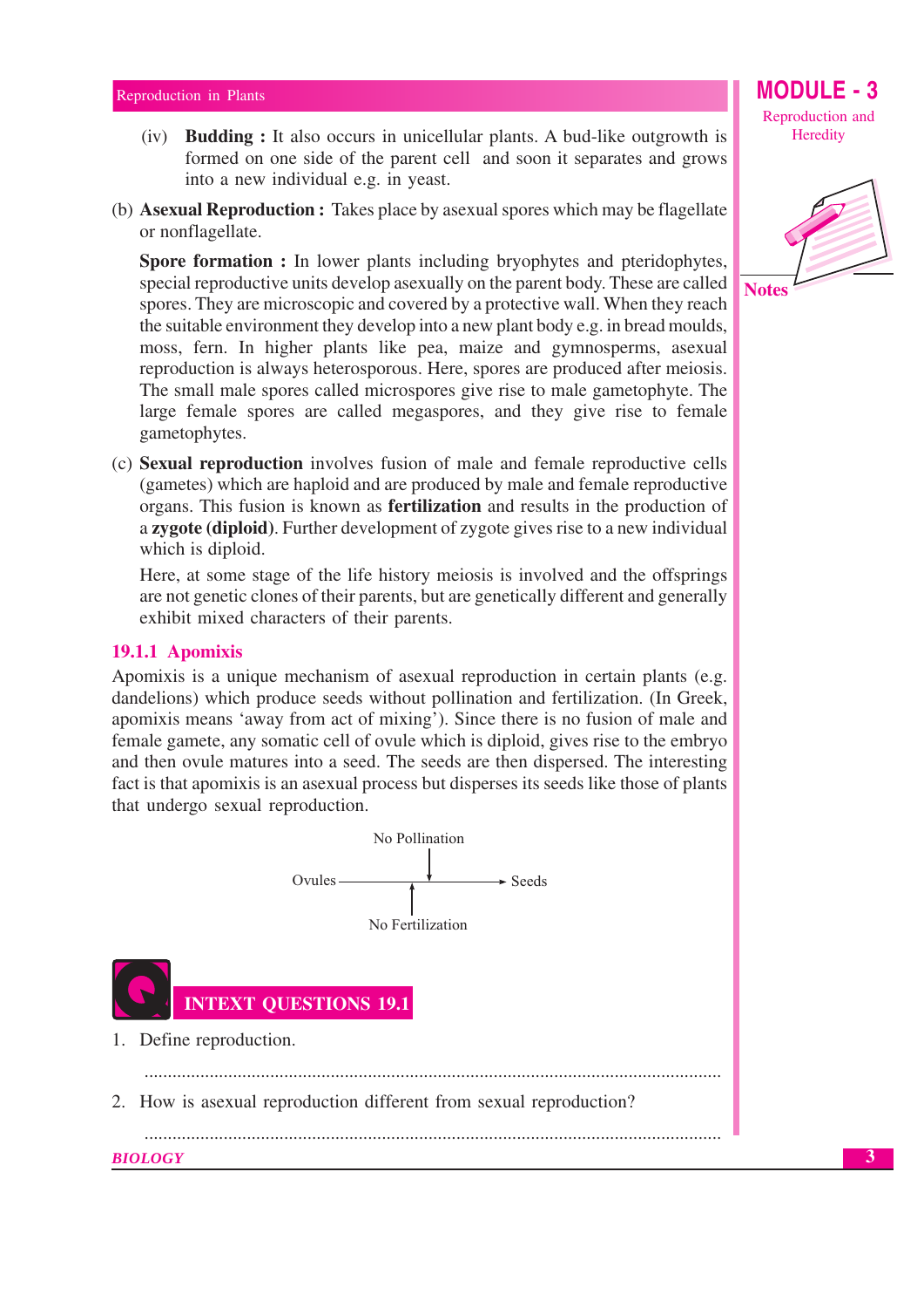(iv) **Budding :** It also occurs in unicellular plants. A bud-like outgrowth is formed on one side of the parent cell and soon it separates and grows into a new individual e.g. in yeast.

(b) **Asexual Reproduction :** Takes place by asexual spores which may be flagellate or nonflagellate.

**Spore formation :** In lower plants including bryophytes and pteridophytes, special reproductive units develop asexually on the parent body. These are called spores. They are microscopic and covered by a protective wall. When they reach the suitable environment they develop into a new plant body e.g. in bread moulds, moss, fern. In higher plants like pea, maize and gymnosperms, asexual reproduction is always heterosporous. Here, spores are produced after meiosis. The small male spores called microspores give rise to male gametophyte. The large female spores are called megaspores, and they give rise to female gametophytes.

(c) **Sexual reproduction** involves fusion of male and female reproductive cells (gametes) which are haploid and are produced by male and female reproductive organs. This fusion is known as **fertilization** and results in the production of a **zygote (diploid)**. Further development of zygote gives rise to a new individual which is diploid.

Here, at some stage of the life history meiosis is involved and the offsprings are not genetic clones of their parents, but are genetically different and generally exhibit mixed characters of their parents.

### 19.1.1 Apomixis

Apomixis is a unique mechanism of asexual reproduction in certain plants (e.g. dandelions) which produce seeds without pollination and fertilization. (In Greek, apomixis means 'away from act of mixing'). Since there is no fusion of male and female gamete, any somatic cell of ovule which is diploid, gives rise to the embryo and then ovule matures into a seed. The seeds are then dispersed. The interesting fact is that apomixis is an asexual process but disperses its seeds like those of plants that undergo sexual reproduction.

No Pollination

Ovules ⟶ Seeds

No Fertilization

## INTEXT QUESTIONS 19.1

1. Define reproduction.

   ..........................................................................................................................

2. How is asexual reproduction different from sexual reproduction?

   ..........................................................................................................................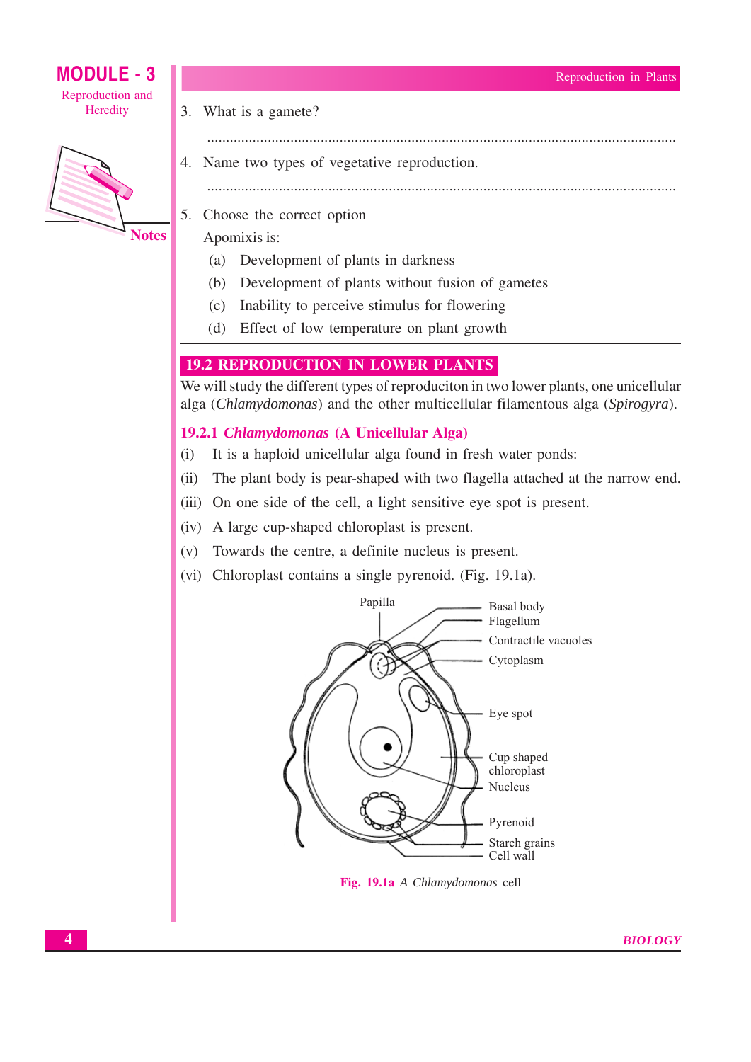3. What is a gamete?

.............................................................................................................................

4. Name two types of vegetative reproduction.

.............................................................................................................................

5. Choose the correct option

   Apomixis is:

   (a) Development of plants in darkness
   (b) Development of plants without fusion of gametes
   (c) Inability to perceive stimulus for flowering
   (d) Effect of low temperature on plant growth

## 19.2 REPRODUCTION IN LOWER PLANTS

We will study the different types of reproduciton in two lower plants, one unicellular alga (*Chlamydomonas*) and the other multicellular filamentous alga (*Spirogyra*).

### 19.2.1 *Chlamydomonas* (A Unicellular Alga)

(i) It is a haploid unicellular alga found in fresh water ponds:

(ii) The plant body is pear-shaped with two flagella attached at the narrow end.

(iii) On one side of the cell, a light sensitive eye spot is present.

(iv) A large cup-shaped chloroplast is present.

(v) Towards the centre, a definite nucleus is present.

(vi) Chloroplast contains a single pyrenoid. (Fig. 19.1a).

Papilla, Basal body, Flagellum, Contractile vacuoles, Cytoplasm, Eye spot, Cup shaped chloroplast, Nucleus, Pyrenoid, Starch grains, Cell wall

**Fig. 19.1a** A *Chlamydomonas* cell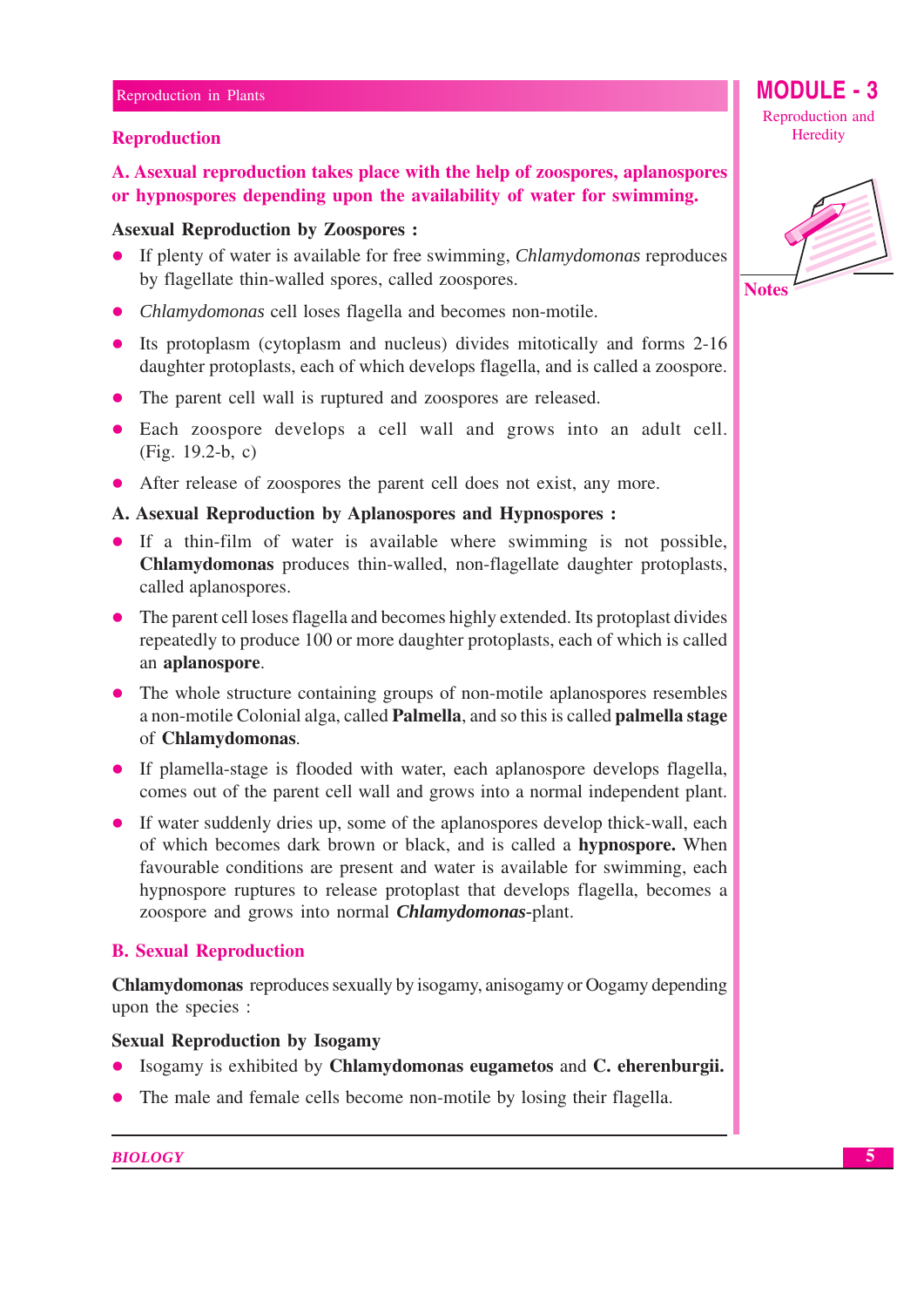## Reproduction

**A. Asexual reproduction takes place with the help of zoospores, aplanospores or hypnospores depending upon the availability of water for swimming.**

**Asexual Reproduction by Zoospores :**

- If plenty of water is available for free swimming, *Chlamydomonas* reproduces by flagellate thin-walled spores, called zoospores.
- *Chlamydomonas* cell loses flagella and becomes non-motile.
- Its protoplasm (cytoplasm and nucleus) divides mitotically and forms 2-16 daughter protoplasts, each of which develops flagella, and is called a zoospore.
- The parent cell wall is ruptured and zoospores are released.
- Each zoospore develops a cell wall and grows into an adult cell. (Fig. 19.2-b, c)
- After release of zoospores the parent cell does not exist, any more.

**A. Asexual Reproduction by Aplanospores and Hypnospores :**

- If a thin-film of water is available where swimming is not possible, **Chlamydomonas** produces thin-walled, non-flagellate daughter protoplasts, called aplanospores.
- The parent cell loses flagella and becomes highly extended. Its protoplast divides repeatedly to produce 100 or more daughter protoplasts, each of which is called an **aplanospore**.
- The whole structure containing groups of non-motile aplanospores resembles a non-motile Colonial alga, called **Palmella**, and so this is called **palmella stage** of **Chlamydomonas**.
- If plamella-stage is flooded with water, each aplanospore develops flagella, comes out of the parent cell wall and grows into a normal independent plant.
- If water suddenly dries up, some of the aplanospores develop thick-wall, each of which becomes dark brown or black, and is called a **hypnospore.** When favourable conditions are present and water is available for swimming, each hypnospore ruptures to release protoplast that develops flagella, becomes a zoospore and grows into normal ***Chlamydomonas***-plant.

## B. Sexual Reproduction

**Chlamydomonas** reproduces sexually by isogamy, anisogamy or Oogamy depending upon the species :

**Sexual Reproduction by Isogamy**

- Isogamy is exhibited by **Chlamydomonas eugametos** and **C. eherenburgii.**
- The male and female cells become non-motile by losing their flagella.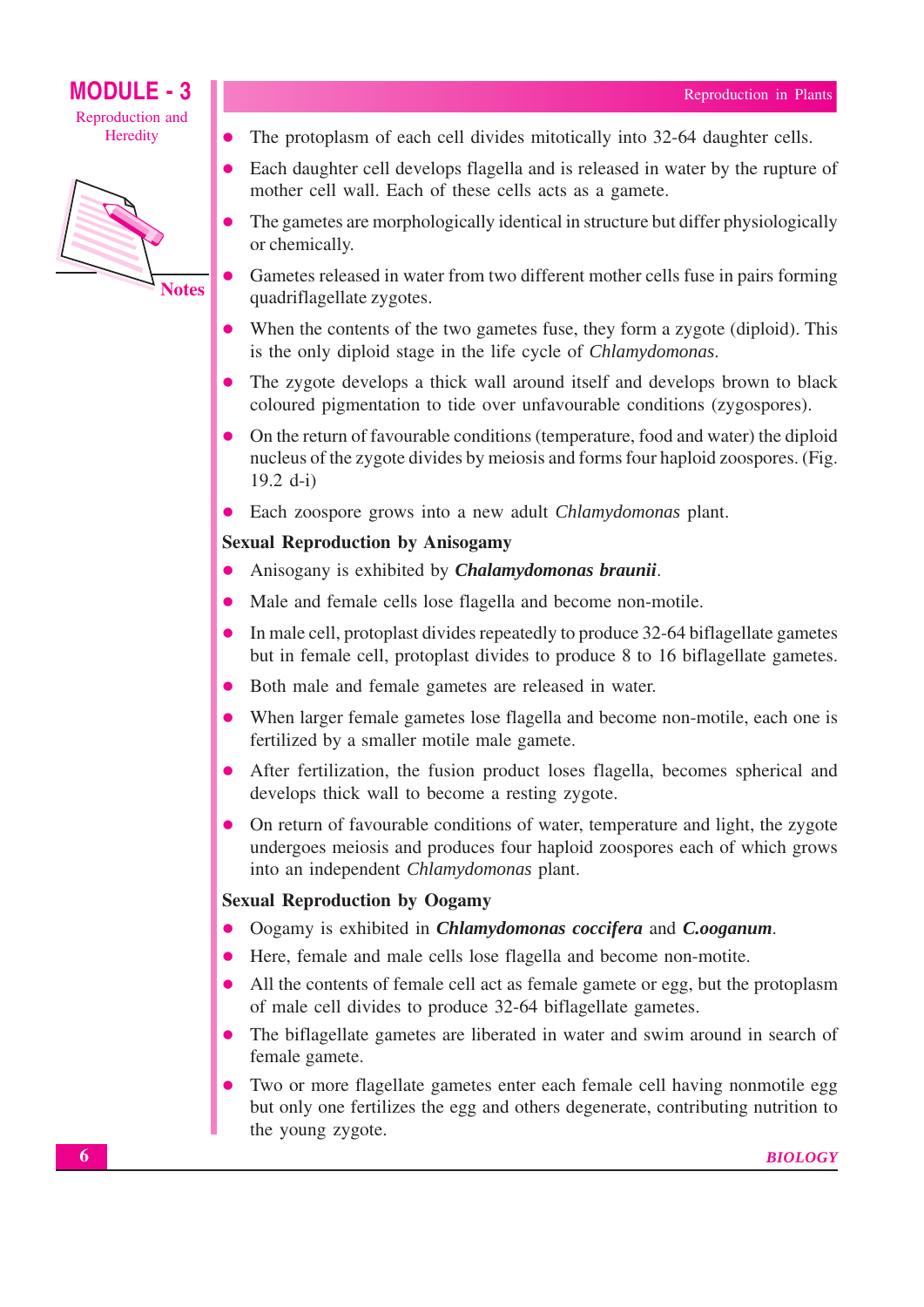- The protoplasm of each cell divides mitotically into 32-64 daughter cells.
- Each daughter cell develops flagella and is released in water by the rupture of mother cell wall. Each of these cells acts as a gamete.
- The gametes are morphologically identical in structure but differ physiologically or chemically.
- Gametes released in water from two different mother cells fuse in pairs forming quadriflagellate zygotes.
- When the contents of the two gametes fuse, they form a zygote (diploid). This is the only diploid stage in the life cycle of *Chlamydomonas*.
- The zygote develops a thick wall around itself and develops brown to black coloured pigmentation to tide over unfavourable conditions (zygospores).
- On the return of favourable conditions (temperature, food and water) the diploid nucleus of the zygote divides by meiosis and forms four haploid zoospores. (Fig. 19.2 d-i)
- Each zoospore grows into a new adult *Chlamydomonas* plant.

**Sexual Reproduction by Anisogamy**

- Anisogany is exhibited by ***Chalamydomonas braunii***.
- Male and female cells lose flagella and become non-motile.
- In male cell, protoplast divides repeatedly to produce 32-64 biflagellate gametes but in female cell, protoplast divides to produce 8 to 16 biflagellate gametes.
- Both male and female gametes are released in water.
- When larger female gametes lose flagella and become non-motile, each one is fertilized by a smaller motile male gamete.
- After fertilization, the fusion product loses flagella, becomes spherical and develops thick wall to become a resting zygote.
- On return of favourable conditions of water, temperature and light, the zygote undergoes meiosis and produces four haploid zoospores each of which grows into an independent *Chlamydomonas* plant.

**Sexual Reproduction by Oogamy**

- Oogamy is exhibited in ***Chlamydomonas coccifera*** and ***C.ooganum***.
- Here, female and male cells lose flagella and become non-motite.
- All the contents of female cell act as female gamete or egg, but the protoplasm of male cell divides to produce 32-64 biflagellate gametes.
- The biflagellate gametes are liberated in water and swim around in search of female gamete.
- Two or more flagellate gametes enter each female cell having nonmotile egg but only one fertilizes the egg and others degenerate, contributing nutrition to the young zygote.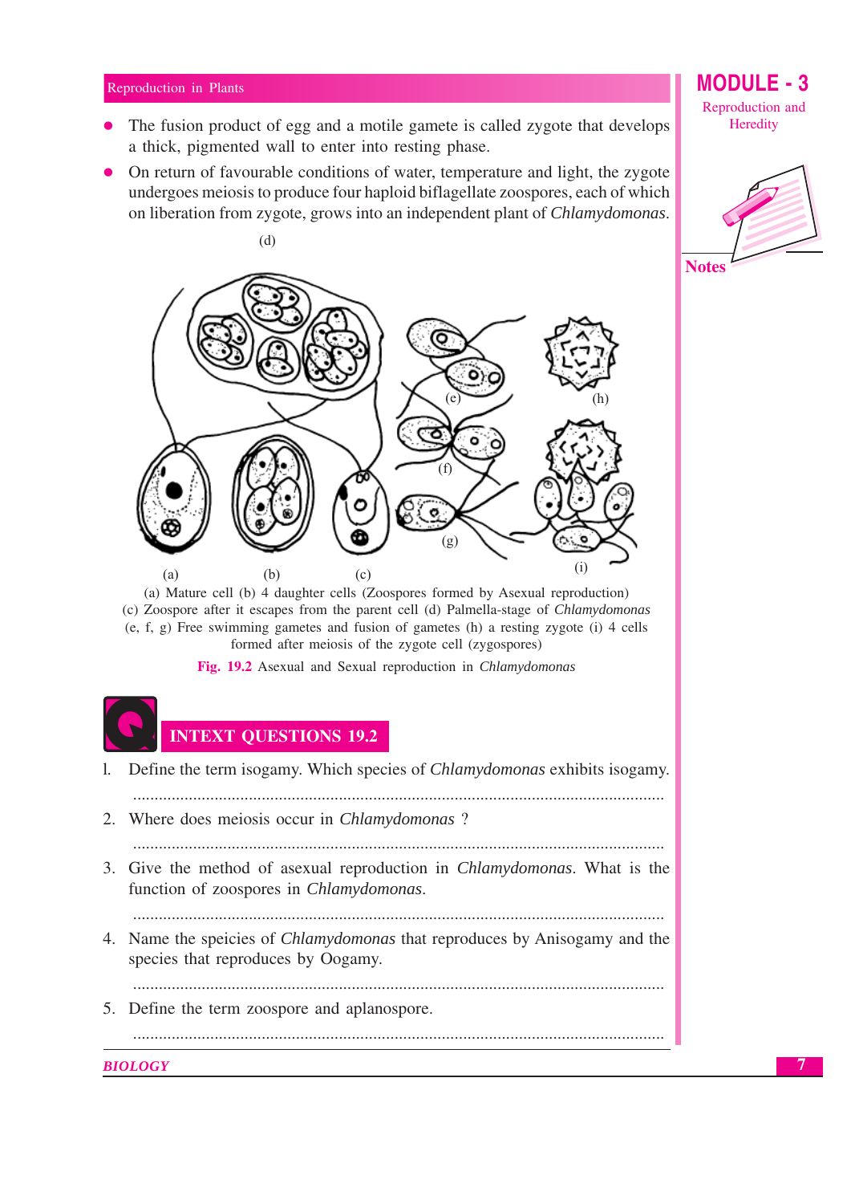- The fusion product of egg and a motile gamete is called zygote that develops a thick, pigmented wall to enter into resting phase.
- On return of favourable conditions of water, temperature and light, the zygote undergoes meiosis to produce four haploid biflagellate zoospores, each of which on liberation from zygote, grows into an independent plant of *Chlamydomonas*.

(a) Mature cell (b) 4 daughter cells (Zoospores formed by Asexual reproduction) (c) Zoospore after it escapes from the parent cell (d) Palmella-stage of *Chlamydomonas* (e, f, g) Free swimming gametes and fusion of gametes (h) a resting zygote (i) 4 cells formed after meiosis of the zygote cell (zygospores)

**Fig. 19.2** Asexual and Sexual reproduction in *Chlamydomonas*

## INTEXT QUESTIONS 19.2

1. Define the term isogamy. Which species of *Chlamydomonas* exhibits isogamy.

   ..........................................................................................................

2. Where does meiosis occur in *Chlamydomonas* ?

   ..........................................................................................................

3. Give the method of asexual reproduction in *Chlamydomonas*. What is the function of zoospores in *Chlamydomonas*.

   ..........................................................................................................

4. Name the speicies of *Chlamydomonas* that reproduces by Anisogamy and the species that reproduces by Oogamy.

   ..........................................................................................................

5. Define the term zoospore and aplanospore.

   ..........................................................................................................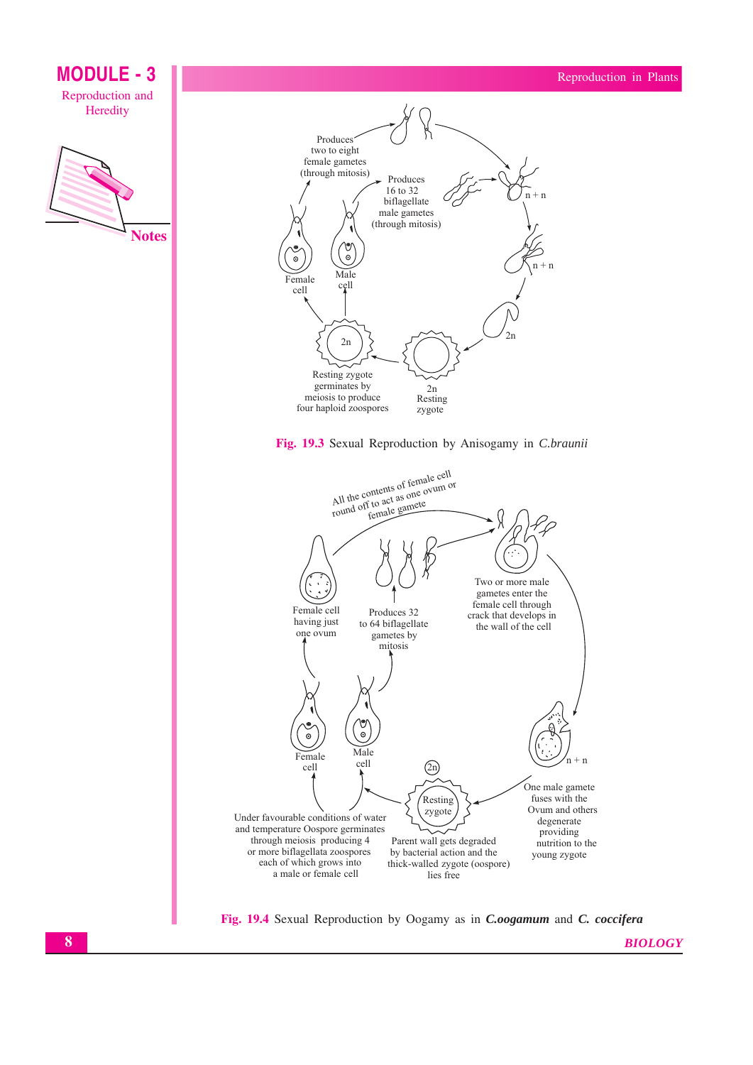Produces two to eight female gametes (through mitosis)

Produces 16 to 32 biflagellate male gametes (through mitosis)

n + n

n + n

2n

Female cell

Male cell

2n

Resting zygote germinates by meiosis to produce four haploid zoospores

2n Resting zygote

**Fig. 19.3** Sexual Reproduction by Anisogamy in *C.braunii*

All the contents of female cell round off to act as one ovum or female gamete

Female cell having just one ovum

Produces 32 to 64 biflagellate gametes by mitosis

Two or more male gametes enter the female cell through crack that develops in the wall of the cell

Female cell

Male cell

n + n

2n

Resting zygote

Under favourable conditions of water and temperature Oospore germinates through meiosis producing 4 or more biflagellata zoospores each of which grows into a male or female cell

Parent wall gets degraded by bacterial action and the thick-walled zygote (oospore) lies free

One male gamete fuses with the Ovum and others degenerate providing nutrition to the young zygote

**Fig. 19.4** Sexual Reproduction by Oogamy as in ***C.oogamum*** and ***C. coccifera***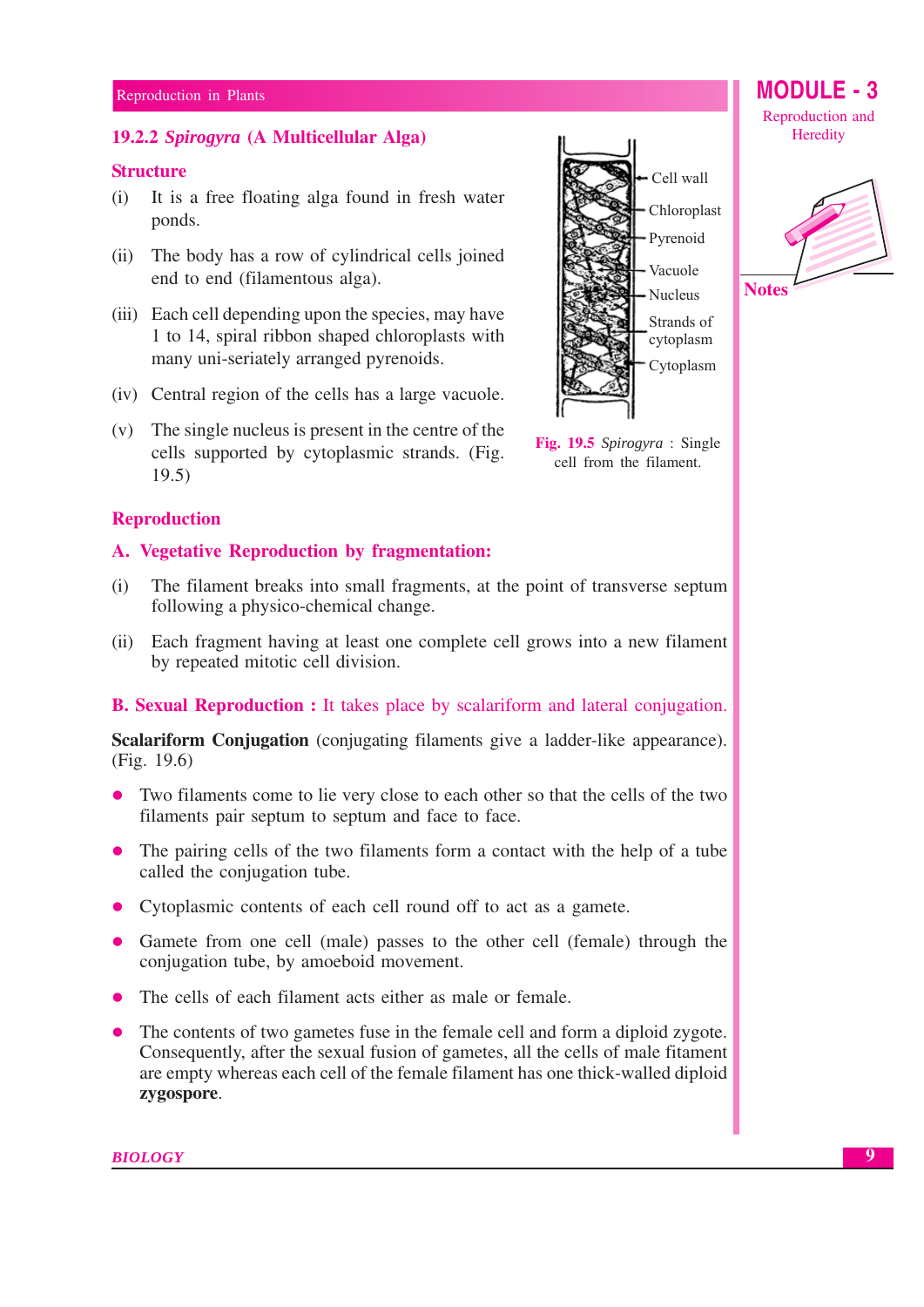### 19.2.2 *Spirogyra* (A Multicellular Alga)

**Structure**

(i) It is a free floating alga found in fresh water ponds.

(ii) The body has a row of cylindrical cells joined end to end (filamentous alga).

(iii) Each cell depending upon the species, may have 1 to 14, spiral ribbon shaped chloroplasts with many uni-seriately arranged pyrenoids.

(iv) Central region of the cells has a large vacuole.

(v) The single nucleus is present in the centre of the cells supported by cytoplasmic strands. (Fig. 19.5)

Cell wall
Chloroplast
Pyrenoid
Vacuole
Nucleus
Strands of cytoplasm
Cytoplasm

**Fig. 19.5** *Spirogyra* : Single cell from the filament.

**Reproduction**

**A. Vegetative Reproduction by fragmentation:**

(i) The filament breaks into small fragments, at the point of transverse septum following a physico-chemical change.

(ii) Each fragment having at least one complete cell grows into a new filament by repeated mitotic cell division.

**B. Sexual Reproduction :** It takes place by scalariform and lateral conjugation.

**Scalariform Conjugation** (conjugating filaments give a ladder-like appearance). (Fig. 19.6)

- Two filaments come to lie very close to each other so that the cells of the two filaments pair septum to septum and face to face.
- The pairing cells of the two filaments form a contact with the help of a tube called the conjugation tube.
- Cytoplasmic contents of each cell round off to act as a gamete.
- Gamete from one cell (male) passes to the other cell (female) through the conjugation tube, by amoeboid movement.
- The cells of each filament acts either as male or female.
- The contents of two gametes fuse in the female cell and form a diploid zygote. Consequently, after the sexual fusion of gametes, all the cells of male fitament are empty whereas each cell of the female filament has one thick-walled diploid **zygospore**.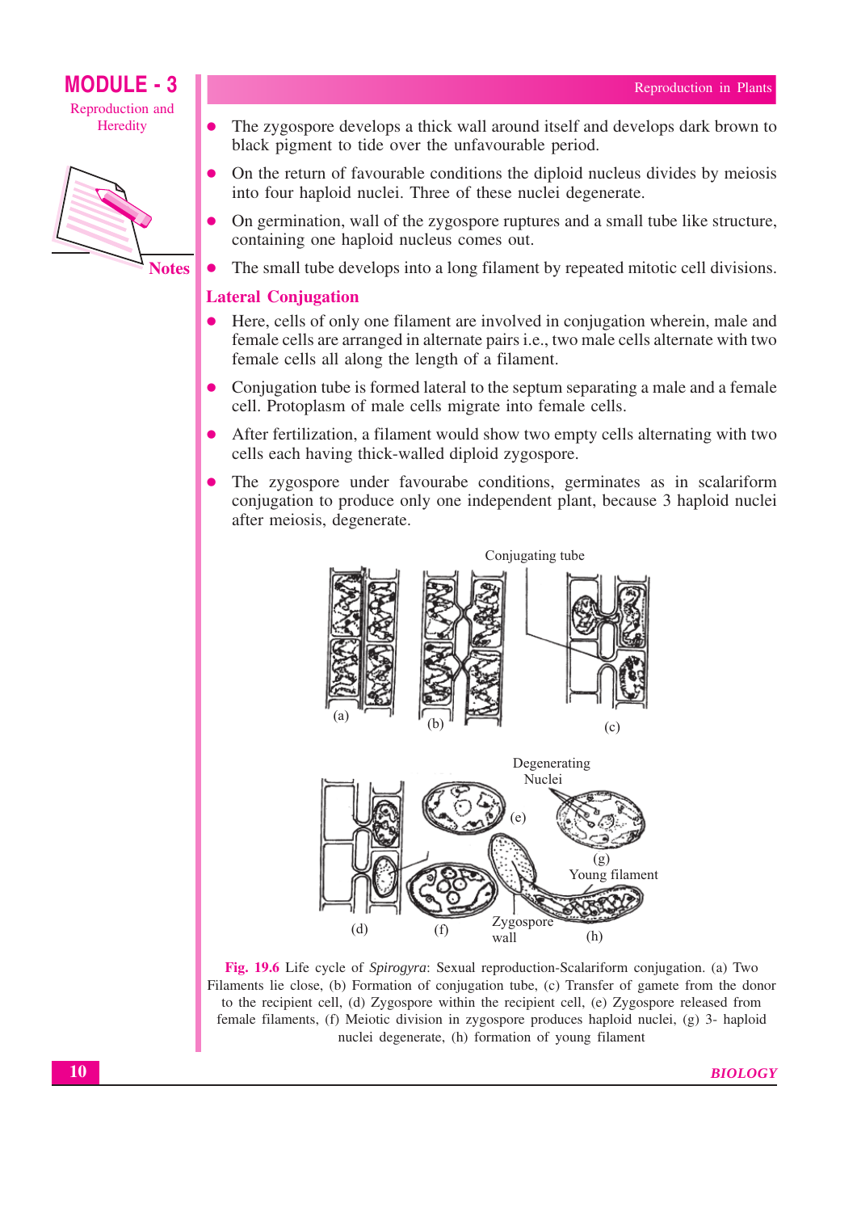- The zygospore develops a thick wall around itself and develops dark brown to black pigment to tide over the unfavourable period.
- On the return of favourable conditions the diploid nucleus divides by meiosis into four haploid nuclei. Three of these nuclei degenerate.
- On germination, wall of the zygospore ruptures and a small tube like structure, containing one haploid nucleus comes out.
- The small tube develops into a long filament by repeated mitotic cell divisions.

## Lateral Conjugation

- Here, cells of only one filament are involved in conjugation wherein, male and female cells are arranged in alternate pairs i.e., two male cells alternate with two female cells all along the length of a filament.
- Conjugation tube is formed lateral to the septum separating a male and a female cell. Protoplasm of male cells migrate into female cells.
- After fertilization, a filament would show two empty cells alternating with two cells each having thick-walled diploid zygospore.
- The zygospore under favourabe conditions, germinates as in scalariform conjugation to produce only one independent plant, because 3 haploid nuclei after meiosis, degenerate.

**Fig. 19.6** Life cycle of *Spirogyra*: Sexual reproduction-Scalariform conjugation. (a) Two Filaments lie close, (b) Formation of conjugation tube, (c) Transfer of gamete from the donor to the recipient cell, (d) Zygospore within the recipient cell, (e) Zygospore released from female filaments, (f) Meiotic division in zygospore produces haploid nuclei, (g) 3- haploid nuclei degenerate, (h) formation of young filament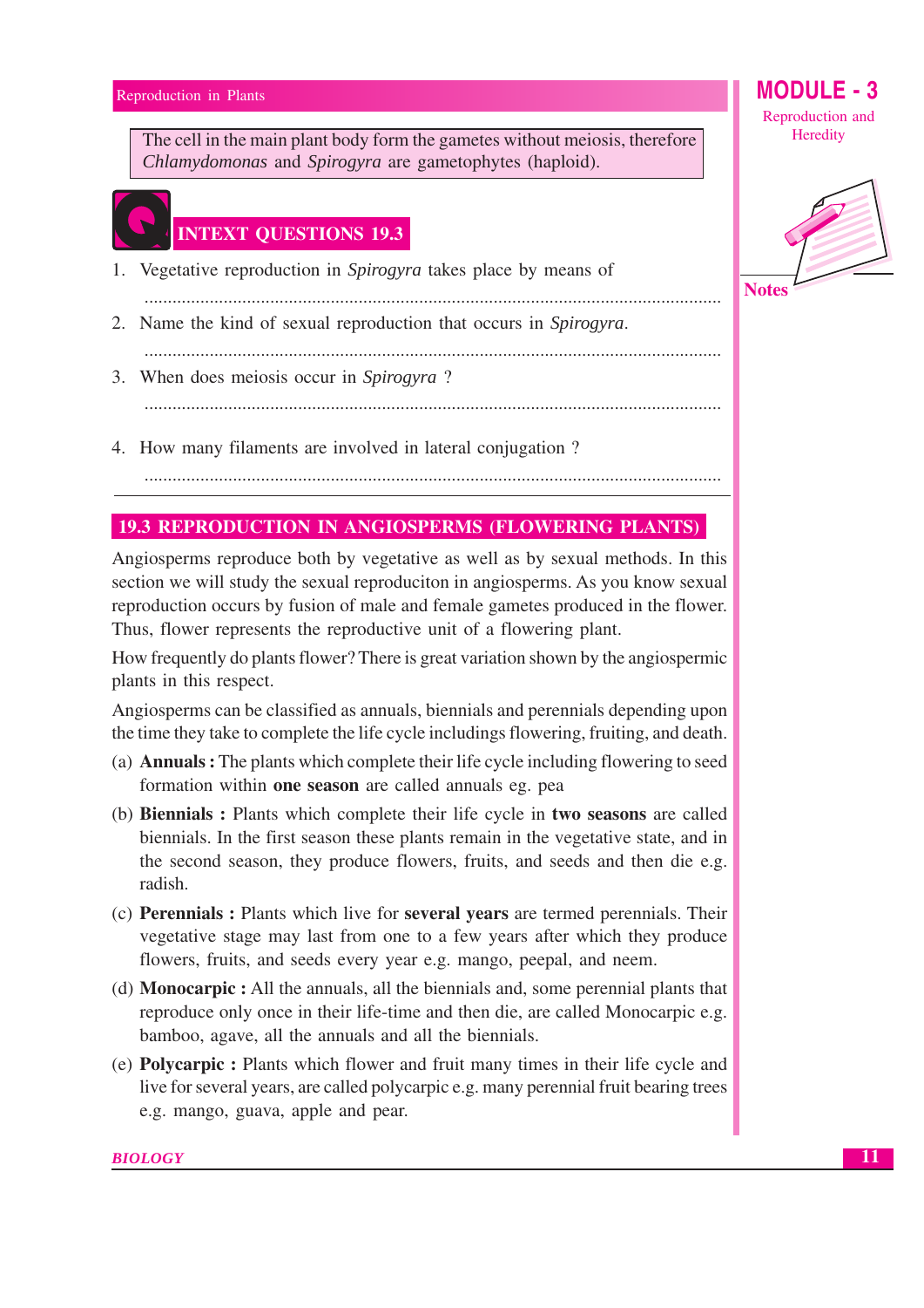The cell in the main plant body form the gametes without meiosis, therefore *Chlamydomonas* and *Spirogyra* are gametophytes (haploid).

## INTEXT QUESTIONS 19.3

1. Vegetative reproduction in *Spirogyra* takes place by means of

   ..........................................................................................................

2. Name the kind of sexual reproduction that occurs in *Spirogyra*.

   ..........................................................................................................

3. When does meiosis occur in *Spirogyra* ?

   ..........................................................................................................

4. How many filaments are involved in lateral conjugation ?

   ..........................................................................................................

## 19.3 REPRODUCTION IN ANGIOSPERMS (FLOWERING PLANTS)

Angiosperms reproduce both by vegetative as well as by sexual methods. In this section we will study the sexual reproduciton in angiosperms. As you know sexual reproduction occurs by fusion of male and female gametes produced in the flower. Thus, flower represents the reproductive unit of a flowering plant.

How frequently do plants flower? There is great variation shown by the angiospermic plants in this respect.

Angiosperms can be classified as annuals, biennials and perennials depending upon the time they take to complete the life cycle includings flowering, fruiting, and death.

(a) **Annuals :** The plants which complete their life cycle including flowering to seed formation within **one season** are called annuals eg. pea

(b) **Biennials :** Plants which complete their life cycle in **two seasons** are called biennials. In the first season these plants remain in the vegetative state, and in the second season, they produce flowers, fruits, and seeds and then die e.g. radish.

(c) **Perennials :** Plants which live for **several years** are termed perennials. Their vegetative stage may last from one to a few years after which they produce flowers, fruits, and seeds every year e.g. mango, peepal, and neem.

(d) **Monocarpic :** All the annuals, all the biennials and, some perennial plants that reproduce only once in their life-time and then die, are called Monocarpic e.g. bamboo, agave, all the annuals and all the biennials.

(e) **Polycarpic :** Plants which flower and fruit many times in their life cycle and live for several years, are called polycarpic e.g. many perennial fruit bearing trees e.g. mango, guava, apple and pear.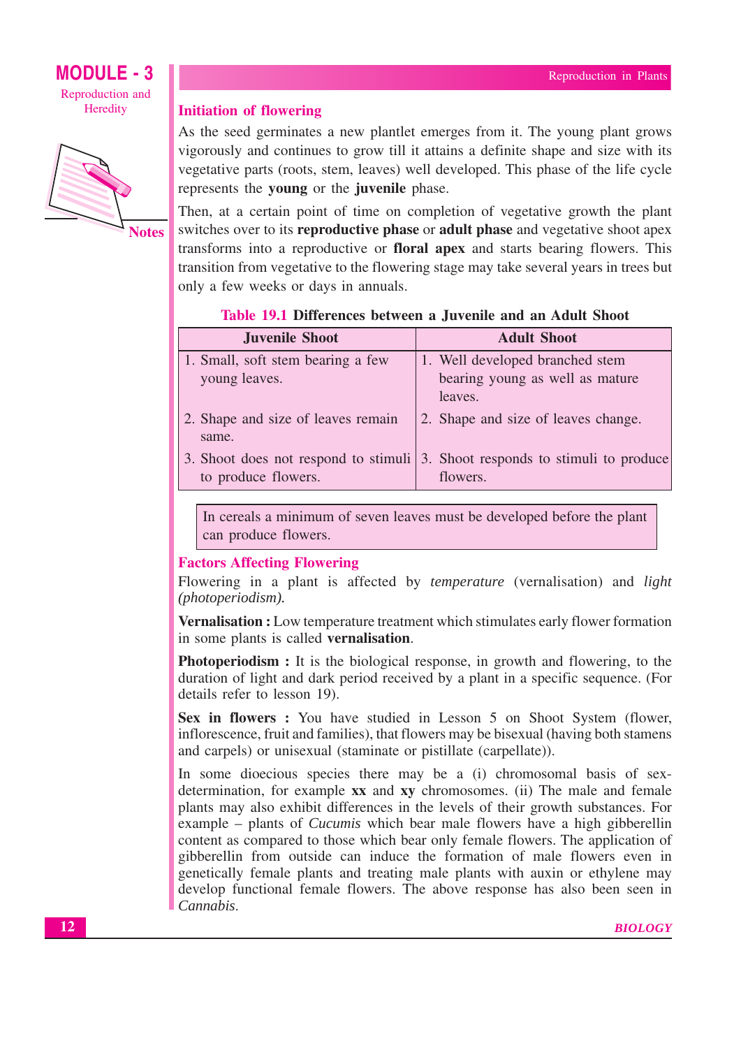## Initiation of flowering

As the seed germinates a new plantlet emerges from it. The young plant grows vigorously and continues to grow till it attains a definite shape and size with its vegetative parts (roots, stem, leaves) well developed. This phase of the life cycle represents the **young** or the **juvenile** phase.

Then, at a certain point of time on completion of vegetative growth the plant switches over to its **reproductive phase** or **adult phase** and vegetative shoot apex transforms into a reproductive or **floral apex** and starts bearing flowers. This transition from vegetative to the flowering stage may take several years in trees but only a few weeks or days in annuals.

**Table 19.1 Differences between a Juvenile and an Adult Shoot**

| Juvenile Shoot | Adult Shoot |
|---|---|
| 1. Small, soft stem bearing a few young leaves. | 1. Well developed branched stem bearing young as well as mature leaves. |
| 2. Shape and size of leaves remain same. | 2. Shape and size of leaves change. |
| 3. Shoot does not respond to stimuli to produce flowers. | 3. Shoot responds to stimuli to produce flowers. |

> In cereals a minimum of seven leaves must be developed before the plant can produce flowers.

## Factors Affecting Flowering

Flowering in a plant is affected by *temperature* (vernalisation) and *light (photoperiodism).*

**Vernalisation :** Low temperature treatment which stimulates early flower formation in some plants is called **vernalisation**.

**Photoperiodism :** It is the biological response, in growth and flowering, to the duration of light and dark period received by a plant in a specific sequence. (For details refer to lesson 19).

**Sex in flowers :** You have studied in Lesson 5 on Shoot System (flower, inflorescence, fruit and families), that flowers may be bisexual (having both stamens and carpels) or unisexual (staminate or pistillate (carpellate)).

In some dioecious species there may be a (i) chromosomal basis of sex-determination, for example **xx** and **xy** chromosomes. (ii) The male and female plants may also exhibit differences in the levels of their growth substances. For example – plants of *Cucumis* which bear male flowers have a high gibberellin content as compared to those which bear only female flowers. The application of gibberellin from outside can induce the formation of male flowers even in genetically female plants and treating male plants with auxin or ethylene may develop functional female flowers. The above response has also been seen in *Cannabis*.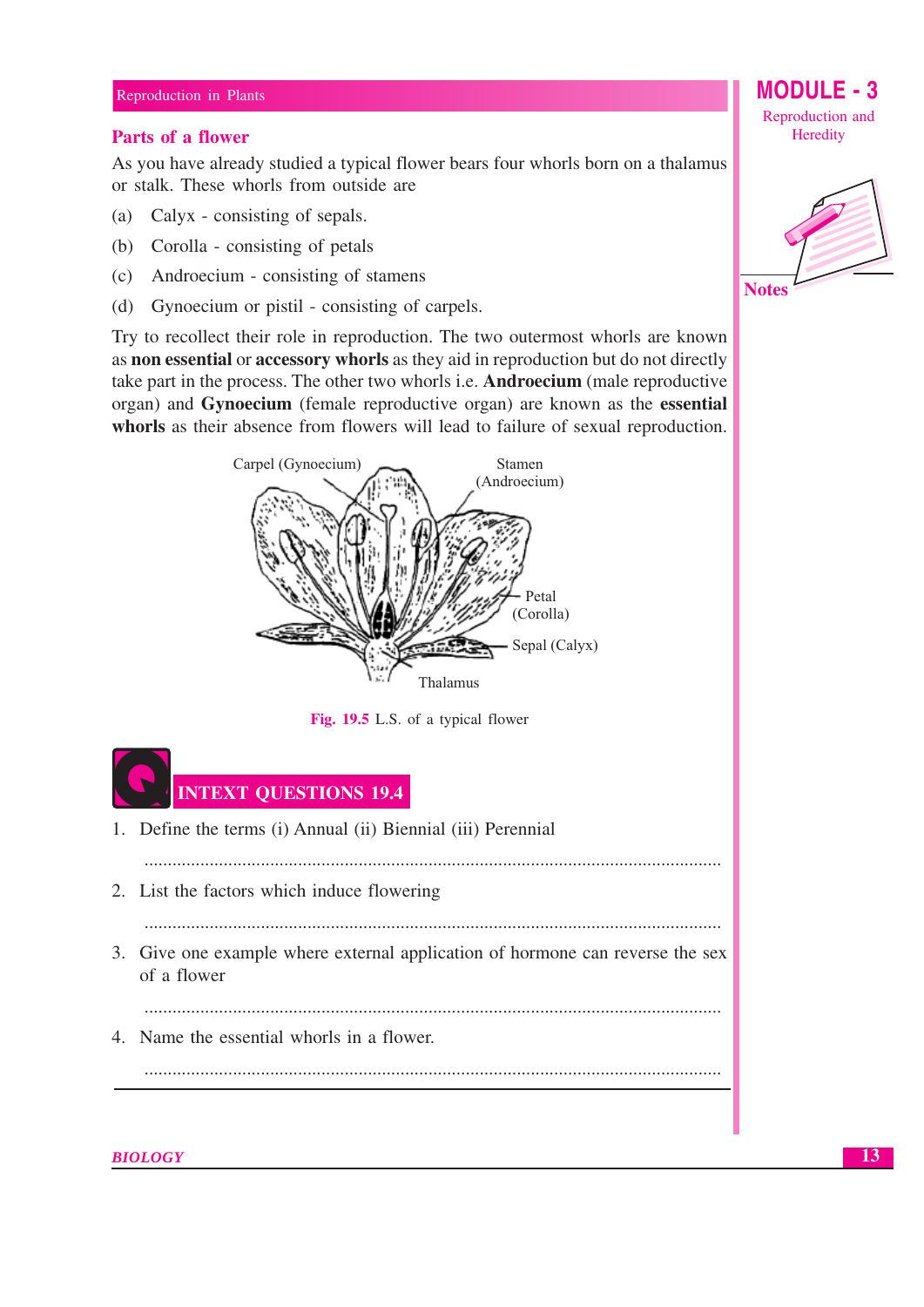## Parts of a flower

As you have already studied a typical flower bears four whorls born on a thalamus or stalk. These whorls from outside are

(a) Calyx - consisting of sepals.

(b) Corolla - consisting of petals

(c) Androecium - consisting of stamens

(d) Gynoecium or pistil - consisting of carpels.

Try to recollect their role in reproduction. The two outermost whorls are known as **non essential** or **accessory whorls** as they aid in reproduction but do not directly take part in the process. The other two whorls i.e. **Androecium** (male reproductive organ) and **Gynoecium** (female reproductive organ) are known as the **essential whorls** as their absence from flowers will lead to failure of sexual reproduction.

Carpel (Gynoecium) Stamen (Androecium) Petal (Corolla) Sepal (Calyx) Thalamus

**Fig. 19.5** L.S. of a typical flower

## INTEXT QUESTIONS 19.4

1. Define the terms (i) Annual (ii) Biennial (iii) Perennial

   ..........................................................................................................................

2. List the factors which induce flowering

   ..........................................................................................................................

3. Give one example where external application of hormone can reverse the sex of a flower

   ..........................................................................................................................

4. Name the essential whorls in a flower.

   ..........................................................................................................................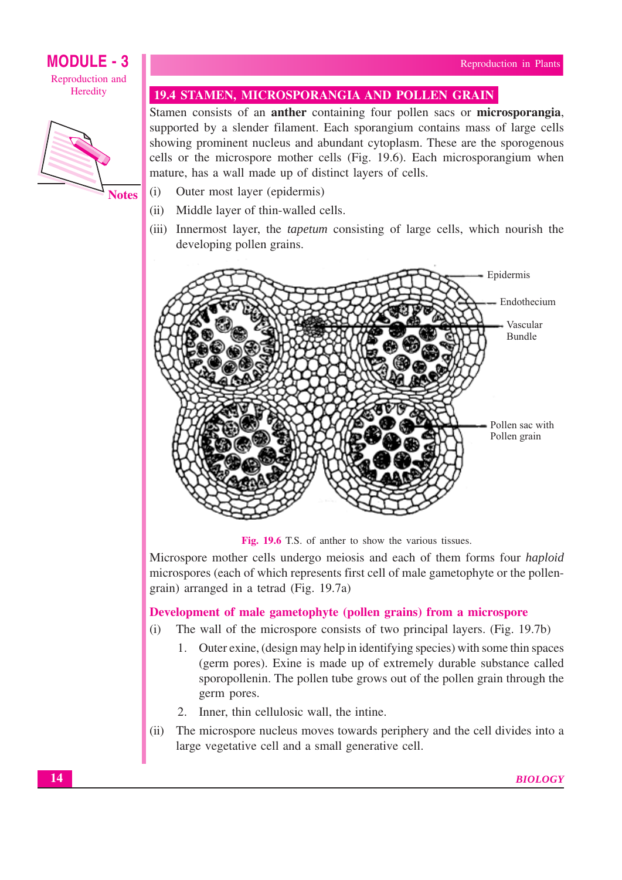## 19.4 STAMEN, MICROSPORANGIA AND POLLEN GRAIN

Stamen consists of an **anther** containing four pollen sacs or **microsporangia**, supported by a slender filament. Each sporangium contains mass of large cells showing prominent nucleus and abundant cytoplasm. These are the sporogenous cells or the microspore mother cells (Fig. 19.6). Each microsporangium when mature, has a wall made up of distinct layers of cells.

(i) Outer most layer (epidermis)

(ii) Middle layer of thin-walled cells.

(iii) Innermost layer, the *tapetum* consisting of large cells, which nourish the developing pollen grains.

Epidermis
Endothecium
Vascular Bundle
Pollen sac with Pollen grain

**Fig. 19.6** T.S. of anther to show the various tissues.

Microspore mother cells undergo meiosis and each of them forms four *haploid* microspores (each of which represents first cell of male gametophyte or the pollen-grain) arranged in a tetrad (Fig. 19.7a)

### Development of male gametophyte (pollen grains) from a microspore

(i) The wall of the microspore consists of two principal layers. (Fig. 19.7b)

1. Outer exine, (design may help in identifying species) with some thin spaces (germ pores). Exine is made up of extremely durable substance called sporopollenin. The pollen tube grows out of the pollen grain through the germ pores.
2. Inner, thin cellulosic wall, the intine.

(ii) The microspore nucleus moves towards periphery and the cell divides into a large vegetative cell and a small generative cell.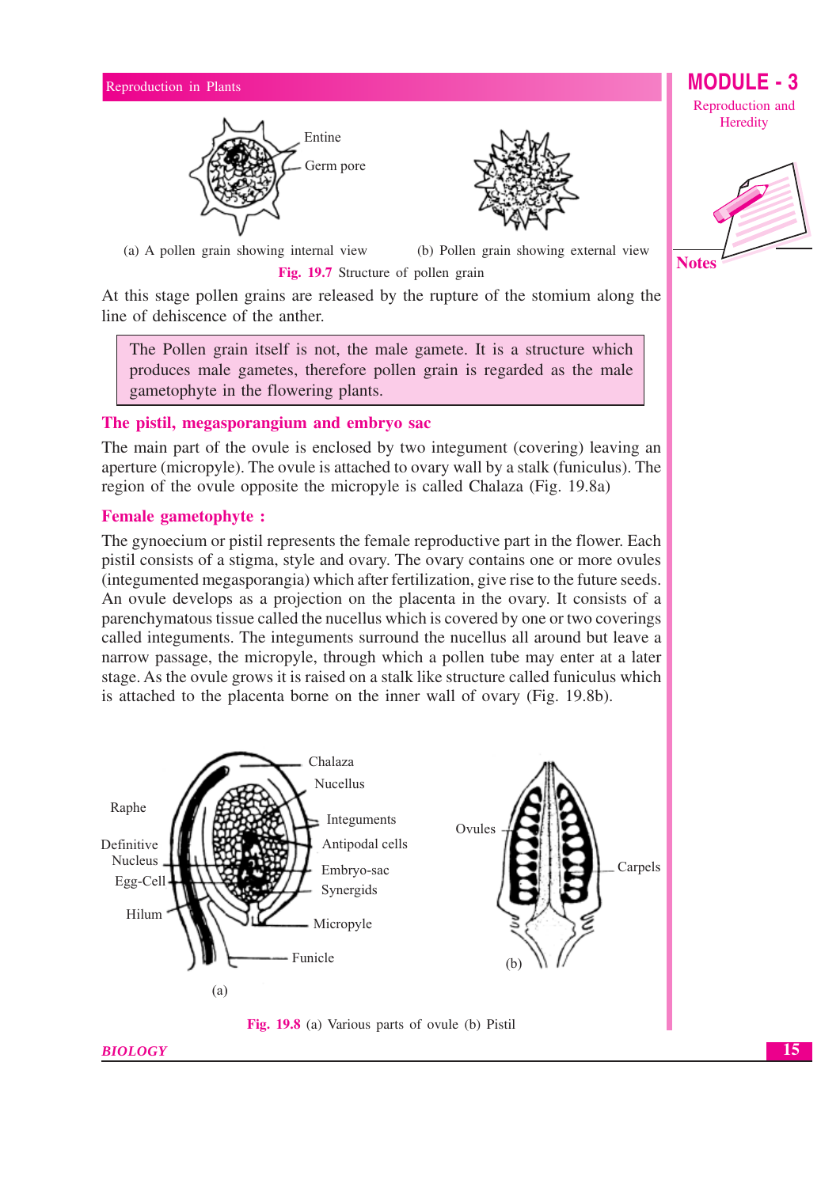(a) A pollen grain showing internal view (b) Pollen grain showing external view

**Fig. 19.7** Structure of pollen grain

At this stage pollen grains are released by the rupture of the stomium along the line of dehiscence of the anther.

> The Pollen grain itself is not, the male gamete. It is a structure which produces male gametes, therefore pollen grain is regarded as the male gametophyte in the flowering plants.

## The pistil, megasporangium and embryo sac

The main part of the ovule is enclosed by two integument (covering) leaving an aperture (micropyle). The ovule is attached to ovary wall by a stalk (funiculus). The region of the ovule opposite the micropyle is called Chalaza (Fig. 19.8a)

## Female gametophyte :

The gynoecium or pistil represents the female reproductive part in the flower. Each pistil consists of a stigma, style and ovary. The ovary contains one or more ovules (integumented megasporangia) which after fertilization, give rise to the future seeds. An ovule develops as a projection on the placenta in the ovary. It consists of a parenchymatous tissue called the nucellus which is covered by one or two coverings called integuments. The integuments surround the nucellus all around but leave a narrow passage, the micropyle, through which a pollen tube may enter at a later stage. As the ovule grows it is raised on a stalk like structure called funiculus which is attached to the placenta borne on the inner wall of ovary (Fig. 19.8b).

**Fig. 19.8** (a) Various parts of ovule (b) Pistil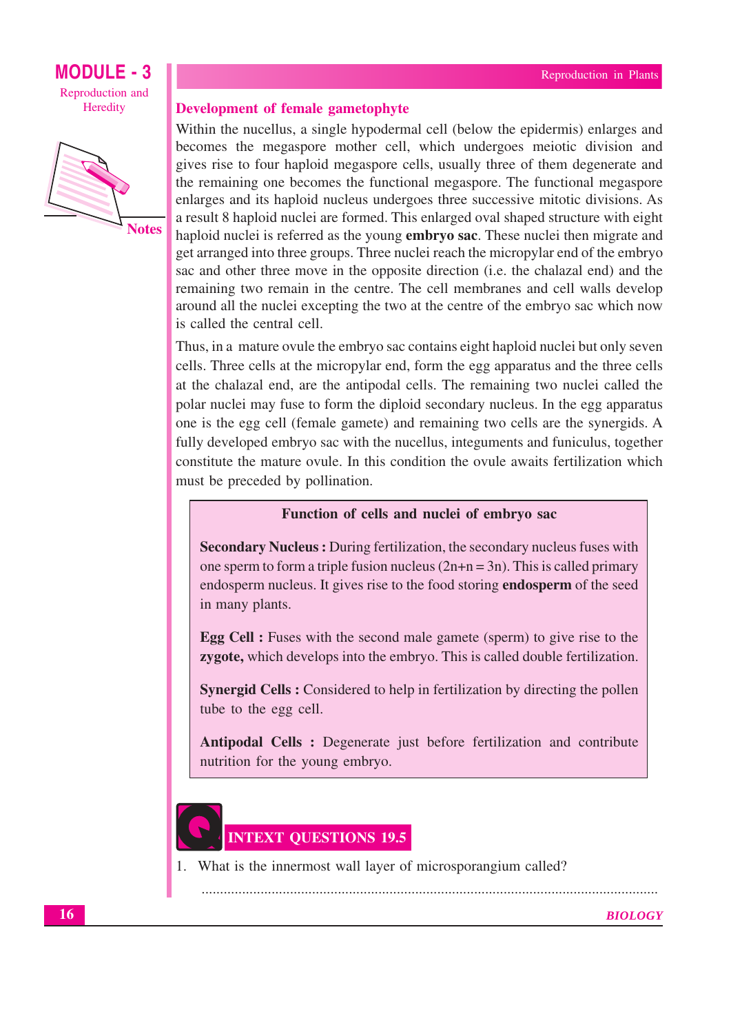## Development of female gametophyte

Within the nucellus, a single hypodermal cell (below the epidermis) enlarges and becomes the megaspore mother cell, which undergoes meiotic division and gives rise to four haploid megaspore cells, usually three of them degenerate and the remaining one becomes the functional megaspore. The functional megaspore enlarges and its haploid nucleus undergoes three successive mitotic divisions. As a result 8 haploid nuclei are formed. This enlarged oval shaped structure with eight haploid nuclei is referred as the young **embryo sac**. These nuclei then migrate and get arranged into three groups. Three nuclei reach the micropylar end of the embryo sac and other three move in the opposite direction (i.e. the chalazal end) and the remaining two remain in the centre. The cell membranes and cell walls develop around all the nuclei excepting the two at the centre of the embryo sac which now is called the central cell.

Thus, in a mature ovule the embryo sac contains eight haploid nuclei but only seven cells. Three cells at the micropylar end, form the egg apparatus and the three cells at the chalazal end, are the antipodal cells. The remaining two nuclei called the polar nuclei may fuse to form the diploid secondary nucleus. In the egg apparatus one is the egg cell (female gamete) and remaining two cells are the synergids. A fully developed embryo sac with the nucellus, integuments and funiculus, together constitute the mature ovule. In this condition the ovule awaits fertilization which must be preceded by pollination.

> **Function of cells and nuclei of embryo sac**
>
> **Secondary Nucleus :** During fertilization, the secondary nucleus fuses with one sperm to form a triple fusion nucleus ($2n+n = 3n$). This is called primary endosperm nucleus. It gives rise to the food storing **endosperm** of the seed in many plants.
>
> **Egg Cell :** Fuses with the second male gamete (sperm) to give rise to the **zygote,** which develops into the embryo. This is called double fertilization.
>
> **Synergid Cells :** Considered to help in fertilization by directing the pollen tube to the egg cell.
>
> **Antipodal Cells :** Degenerate just before fertilization and contribute nutrition for the young embryo.

## INTEXT QUESTIONS 19.5

1. What is the innermost wall layer of microsporangium called?

   ..........................................................................................................................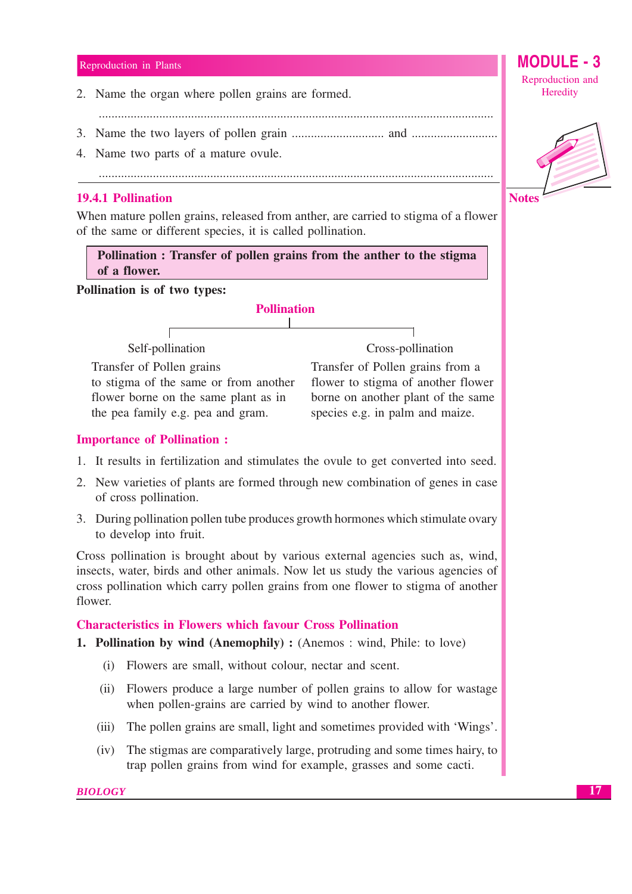2. Name the organ where pollen grains are formed.

   ..........................................................................................................................

3. Name the two layers of pollen grain ............................ and ..........................

4. Name two parts of a mature ovule.

   ..........................................................................................................................

### 19.4.1 Pollination

When mature pollen grains, released from anther, are carried to stigma of a flower of the same or different species, it is called pollination.

> **Pollination : Transfer of pollen grains from the anther to the stigma of a flower.**

**Pollination is of two types:**

**Pollination**

- **Self-pollination:** Transfer of Pollen grains to stigma of the same or from another flower borne on the same plant as in the pea family e.g. pea and gram.
- **Cross-pollination:** Transfer of Pollen grains from a flower to stigma of another flower borne on another plant of the same species e.g. in palm and maize.

### Importance of Pollination :

1. It results in fertilization and stimulates the ovule to get converted into seed.
2. New varieties of plants are formed through new combination of genes in case of cross pollination.
3. During pollination pollen tube produces growth hormones which stimulate ovary to develop into fruit.

Cross pollination is brought about by various external agencies such as, wind, insects, water, birds and other animals. Now let us study the various agencies of cross pollination which carry pollen grains from one flower to stigma of another flower.

### Characteristics in Flowers which favour Cross Pollination

1. **Pollination by wind (Anemophily) :** (Anemos : wind, Phile: to love)

   (i) Flowers are small, without colour, nectar and scent.

   (ii) Flowers produce a large number of pollen grains to allow for wastage when pollen-grains are carried by wind to another flower.

   (iii) The pollen grains are small, light and sometimes provided with 'Wings'.

   (iv) The stigmas are comparatively large, protruding and some times hairy, to trap pollen grains from wind for example, grasses and some cacti.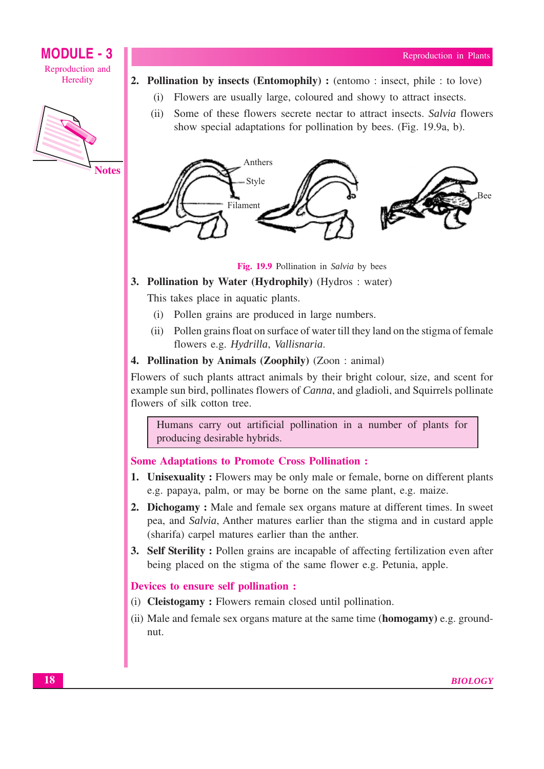2. **Pollination by insects (Entomophily) :** (entomo : insect, phile : to love)

   (i) Flowers are usually large, coloured and showy to attract insects.

   (ii) Some of these flowers secrete nectar to attract insects. *Salvia* flowers show special adaptations for pollination by bees. (Fig. 19.9a, b).

Anthers
Style
Filament
Bee

**Fig. 19.9** Pollination in *Salvia* by bees

3. **Pollination by Water (Hydrophily)** (Hydros : water)

   This takes place in aquatic plants.

   (i) Pollen grains are produced in large numbers.

   (ii) Pollen grains float on surface of water till they land on the stigma of female flowers e.g. *Hydrilla*, *Vallisnaria*.

4. **Pollination by Animals (Zoophily)** (Zoon : animal)

Flowers of such plants attract animals by their bright colour, size, and scent for example sun bird, pollinates flowers of *Canna*, and gladioli, and Squirrels pollinate flowers of silk cotton tree.

> Humans carry out artificial pollination in a number of plants for producing desirable hybrids.

## Some Adaptations to Promote Cross Pollination :

1. **Unisexuality :** Flowers may be only male or female, borne on different plants e.g. papaya, palm, or may be borne on the same plant, e.g. maize.
2. **Dichogamy :** Male and female sex organs mature at different times. In sweet pea, and *Salvia*, Anther matures earlier than the stigma and in custard apple (sharifa) carpel matures earlier than the anther.
3. **Self Sterility :** Pollen grains are incapable of affecting fertilization even after being placed on the stigma of the same flower e.g. Petunia, apple.

## Devices to ensure self pollination :

(i) **Cleistogamy :** Flowers remain closed until pollination.

(ii) Male and female sex organs mature at the same time (**homogamy**) e.g. ground-nut.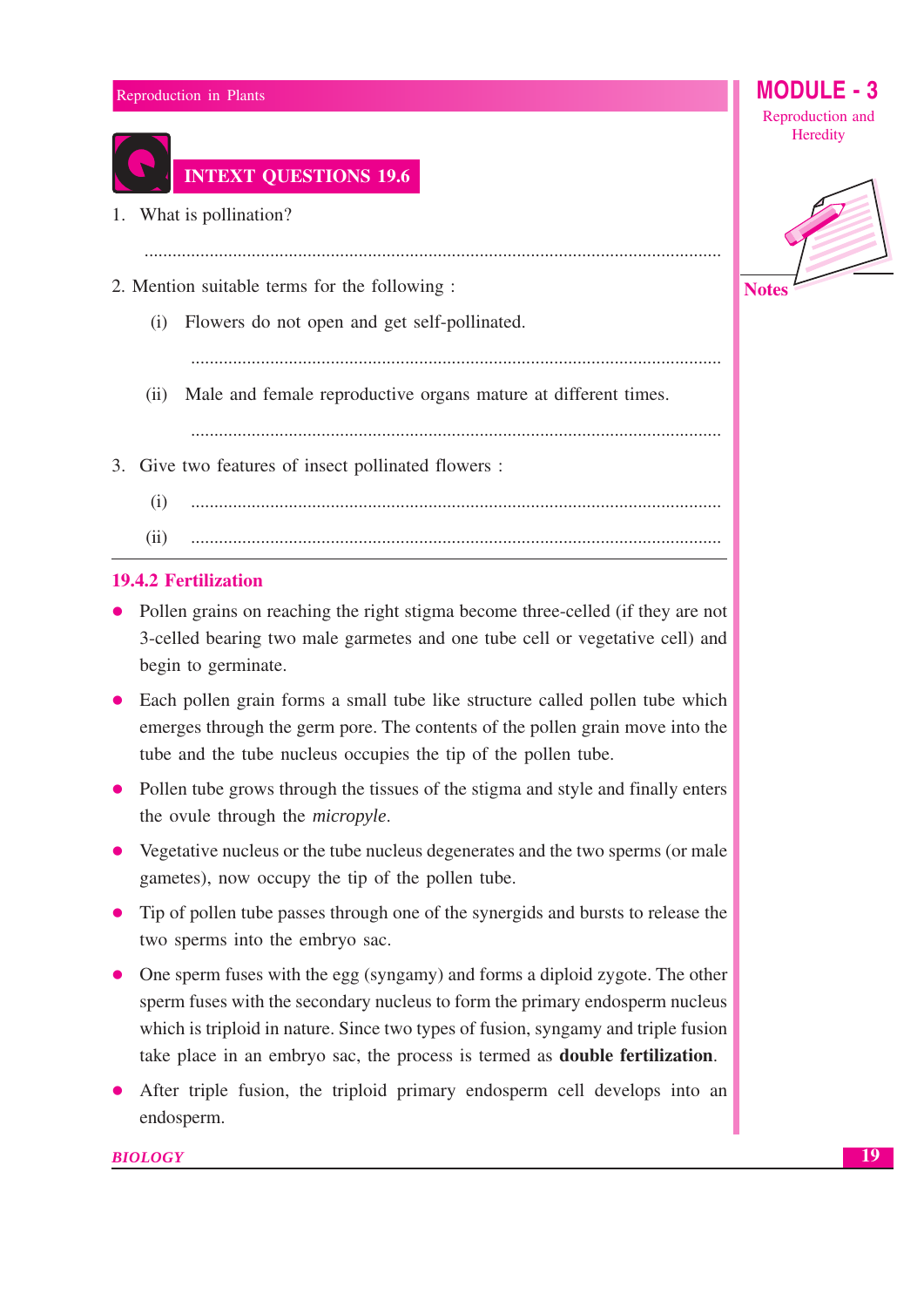## INTEXT QUESTIONS 19.6

1. What is pollination?

   ..........................................................................................................................

2. Mention suitable terms for the following :

   (i) Flowers do not open and get self-pollinated.

   ..........................................................................................................................

   (ii) Male and female reproductive organs mature at different times.

   ..........................................................................................................................

3. Give two features of insect pollinated flowers :

   (i) ..........................................................................................................................

   (ii) ..........................................................................................................................

### 19.4.2 Fertilization

- Pollen grains on reaching the right stigma become three-celled (if they are not 3-celled bearing two male garmetes and one tube cell or vegetative cell) and begin to germinate.
- Each pollen grain forms a small tube like structure called pollen tube which emerges through the germ pore. The contents of the pollen grain move into the tube and the tube nucleus occupies the tip of the pollen tube.
- Pollen tube grows through the tissues of the stigma and style and finally enters the ovule through the *micropyle*.
- Vegetative nucleus or the tube nucleus degenerates and the two sperms (or male gametes), now occupy the tip of the pollen tube.
- Tip of pollen tube passes through one of the synergids and bursts to release the two sperms into the embryo sac.
- One sperm fuses with the egg (syngamy) and forms a diploid zygote. The other sperm fuses with the secondary nucleus to form the primary endosperm nucleus which is triploid in nature. Since two types of fusion, syngamy and triple fusion take place in an embryo sac, the process is termed as **double fertilization**.
- After triple fusion, the triploid primary endosperm cell develops into an endosperm.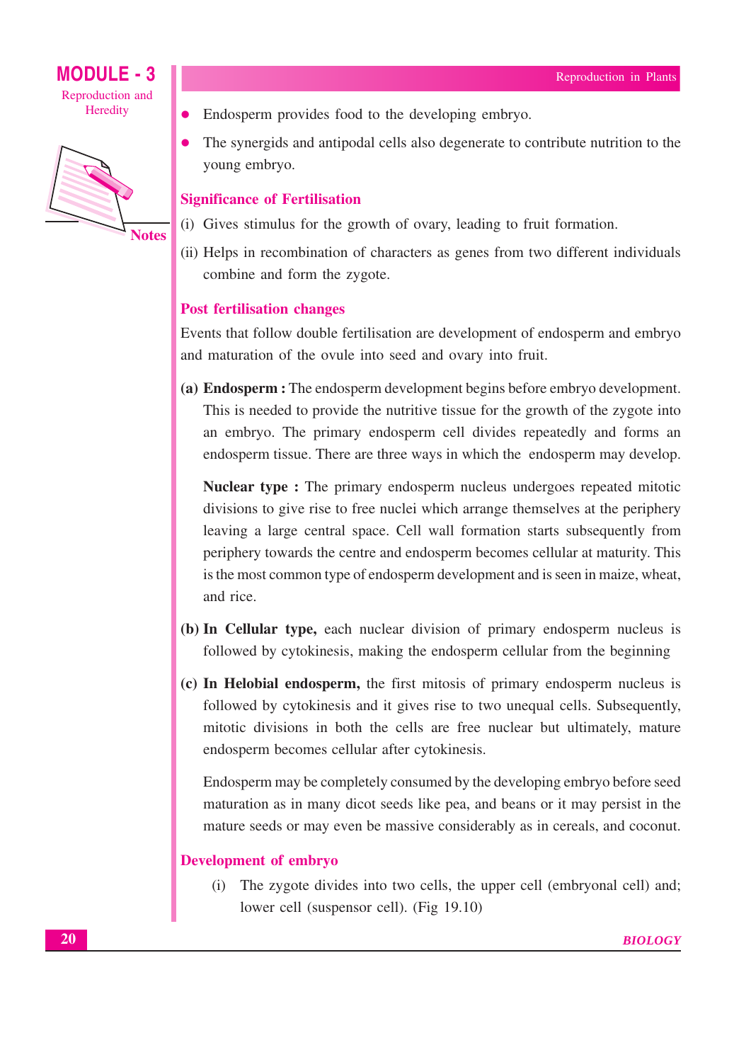- Endosperm provides food to the developing embryo.
- The synergids and antipodal cells also degenerate to contribute nutrition to the young embryo.

### Significance of Fertilisation

(i) Gives stimulus for the growth of ovary, leading to fruit formation.

(ii) Helps in recombination of characters as genes from two different individuals combine and form the zygote.

### Post fertilisation changes

Events that follow double fertilisation are development of endosperm and embryo and maturation of the ovule into seed and ovary into fruit.

**(a) Endosperm :** The endosperm development begins before embryo development. This is needed to provide the nutritive tissue for the growth of the zygote into an embryo. The primary endosperm cell divides repeatedly and forms an endosperm tissue. There are three ways in which the endosperm may develop.

**Nuclear type :** The primary endosperm nucleus undergoes repeated mitotic divisions to give rise to free nuclei which arrange themselves at the periphery leaving a large central space. Cell wall formation starts subsequently from periphery towards the centre and endosperm becomes cellular at maturity. This is the most common type of endosperm development and is seen in maize, wheat, and rice.

**(b) In Cellular type,** each nuclear division of primary endosperm nucleus is followed by cytokinesis, making the endosperm cellular from the beginning

**(c) In Helobial endosperm,** the first mitosis of primary endosperm nucleus is followed by cytokinesis and it gives rise to two unequal cells. Subsequently, mitotic divisions in both the cells are free nuclear but ultimately, mature endosperm becomes cellular after cytokinesis.

Endosperm may be completely consumed by the developing embryo before seed maturation as in many dicot seeds like pea, and beans or it may persist in the mature seeds or may even be massive considerably as in cereals, and coconut.

### Development of embryo

(i) The zygote divides into two cells, the upper cell (embryonal cell) and; lower cell (suspensor cell). (Fig 19.10)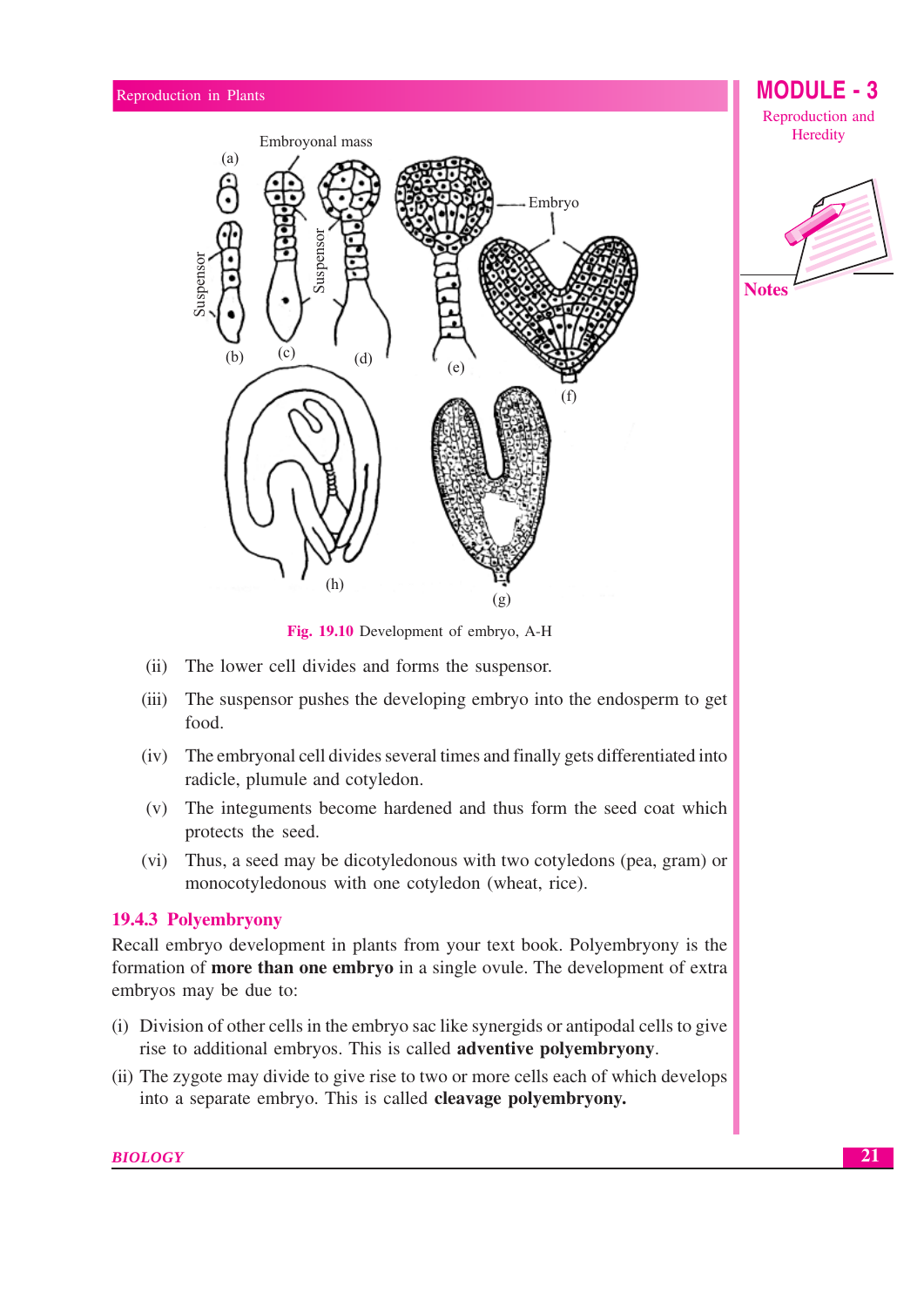Fig. 19.10 Development of embryo, A-H

(ii) The lower cell divides and forms the suspensor.

(iii) The suspensor pushes the developing embryo into the endosperm to get food.

(iv) The embryonal cell divides several times and finally gets differentiated into radicle, plumule and cotyledon.

(v) The integuments become hardened and thus form the seed coat which protects the seed.

(vi) Thus, a seed may be dicotyledonous with two cotyledons (pea, gram) or monocotyledonous with one cotyledon (wheat, rice).

### 19.4.3 Polyembryony

Recall embryo development in plants from your text book. Polyembryony is the formation of **more than one embryo** in a single ovule. The development of extra embryos may be due to:

(i) Division of other cells in the embryo sac like synergids or antipodal cells to give rise to additional embryos. This is called **adventive polyembryony**.

(ii) The zygote may divide to give rise to two or more cells each of which develops into a separate embryo. This is called **cleavage polyembryony.**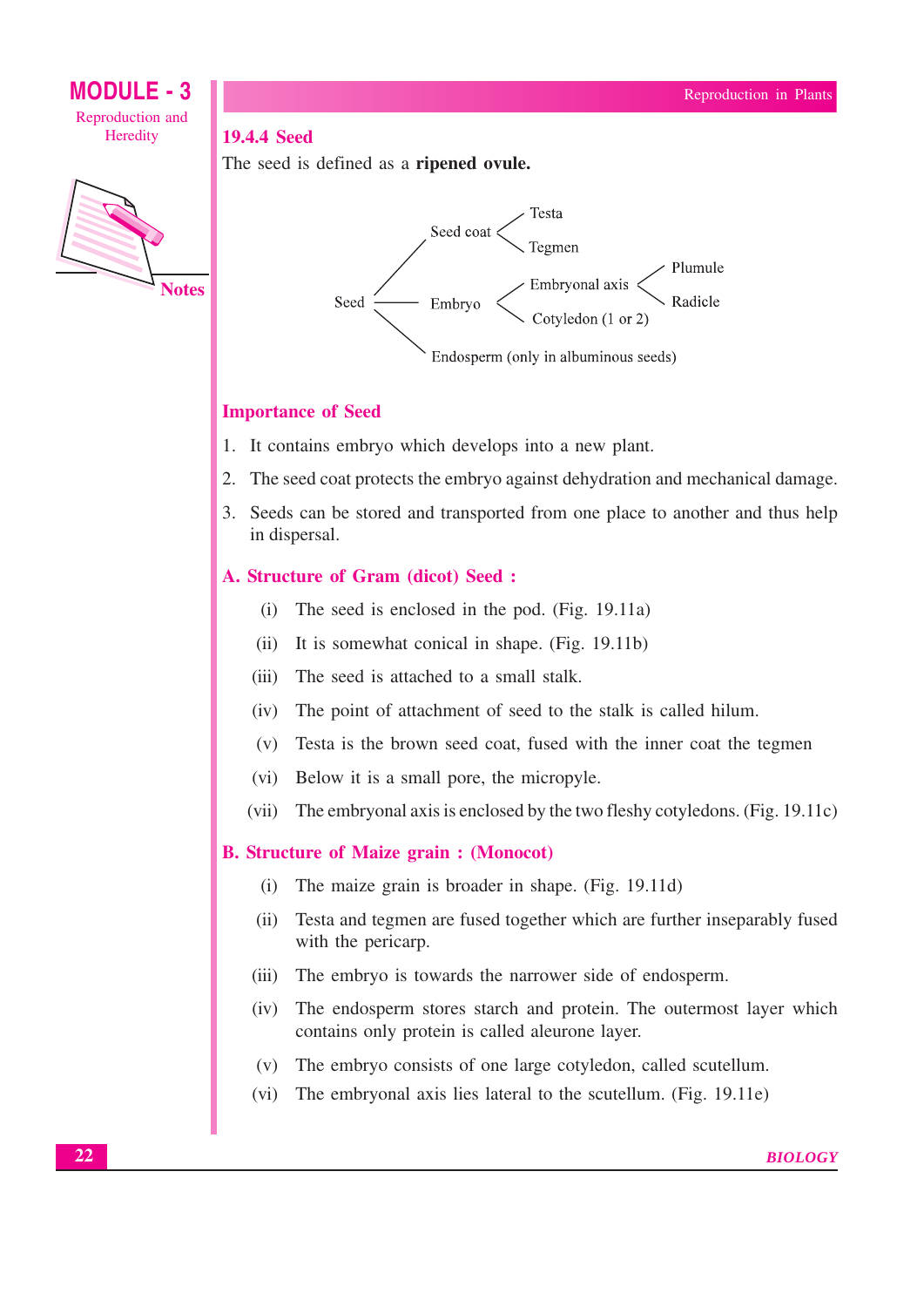## 19.4.4 Seed

The seed is defined as a **ripened ovule.**

- Seed
  - Seed coat
    - Testa
    - Tegmen
  - Embryo
    - Embryonal axis
      - Plumule
      - Radicle
    - Cotyledon (1 or 2)
  - Endosperm (only in albuminous seeds)

### Importance of Seed

1. It contains embryo which develops into a new plant.
2. The seed coat protects the embryo against dehydration and mechanical damage.
3. Seeds can be stored and transported from one place to another and thus help in dispersal.

### A. Structure of Gram (dicot) Seed :

(i) The seed is enclosed in the pod. (Fig. 19.11a)

(ii) It is somewhat conical in shape. (Fig. 19.11b)

(iii) The seed is attached to a small stalk.

(iv) The point of attachment of seed to the stalk is called hilum.

(v) Testa is the brown seed coat, fused with the inner coat the tegmen

(vi) Below it is a small pore, the micropyle.

(vii) The embryonal axis is enclosed by the two fleshy cotyledons. (Fig. 19.11c)

### B. Structure of Maize grain : (Monocot)

(i) The maize grain is broader in shape. (Fig. 19.11d)

(ii) Testa and tegmen are fused together which are further inseparably fused with the pericarp.

(iii) The embryo is towards the narrower side of endosperm.

(iv) The endosperm stores starch and protein. The outermost layer which contains only protein is called aleurone layer.

(v) The embryo consists of one large cotyledon, called scutellum.

(vi) The embryonal axis lies lateral to the scutellum. (Fig. 19.11e)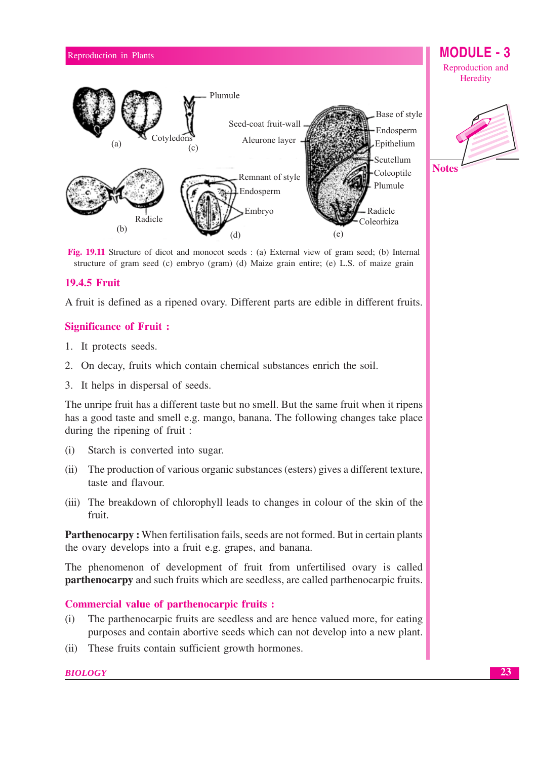Fig. 19.11 Structure of dicot and monocot seeds : (a) External view of gram seed; (b) Internal structure of gram seed (c) embryo (gram) (d) Maize grain entire; (e) L.S. of maize grain

### 19.4.5 Fruit

A fruit is defined as a ripened ovary. Different parts are edible in different fruits.

**Significance of Fruit :**

1. It protects seeds.
2. On decay, fruits which contain chemical substances enrich the soil.
3. It helps in dispersal of seeds.

The unripe fruit has a different taste but no smell. But the same fruit when it ripens has a good taste and smell e.g. mango, banana. The following changes take place during the ripening of fruit :

(i) Starch is converted into sugar.

(ii) The production of various organic substances (esters) gives a different texture, taste and flavour.

(iii) The breakdown of chlorophyll leads to changes in colour of the skin of the fruit.

**Parthenocarpy :** When fertilisation fails, seeds are not formed. But in certain plants the ovary develops into a fruit e.g. grapes, and banana.

The phenomenon of development of fruit from unfertilised ovary is called **parthenocarpy** and such fruits which are seedless, are called parthenocarpic fruits.

**Commercial value of parthenocarpic fruits :**

(i) The parthenocarpic fruits are seedless and are hence valued more, for eating purposes and contain abortive seeds which can not develop into a new plant.

(ii) These fruits contain sufficient growth hormones.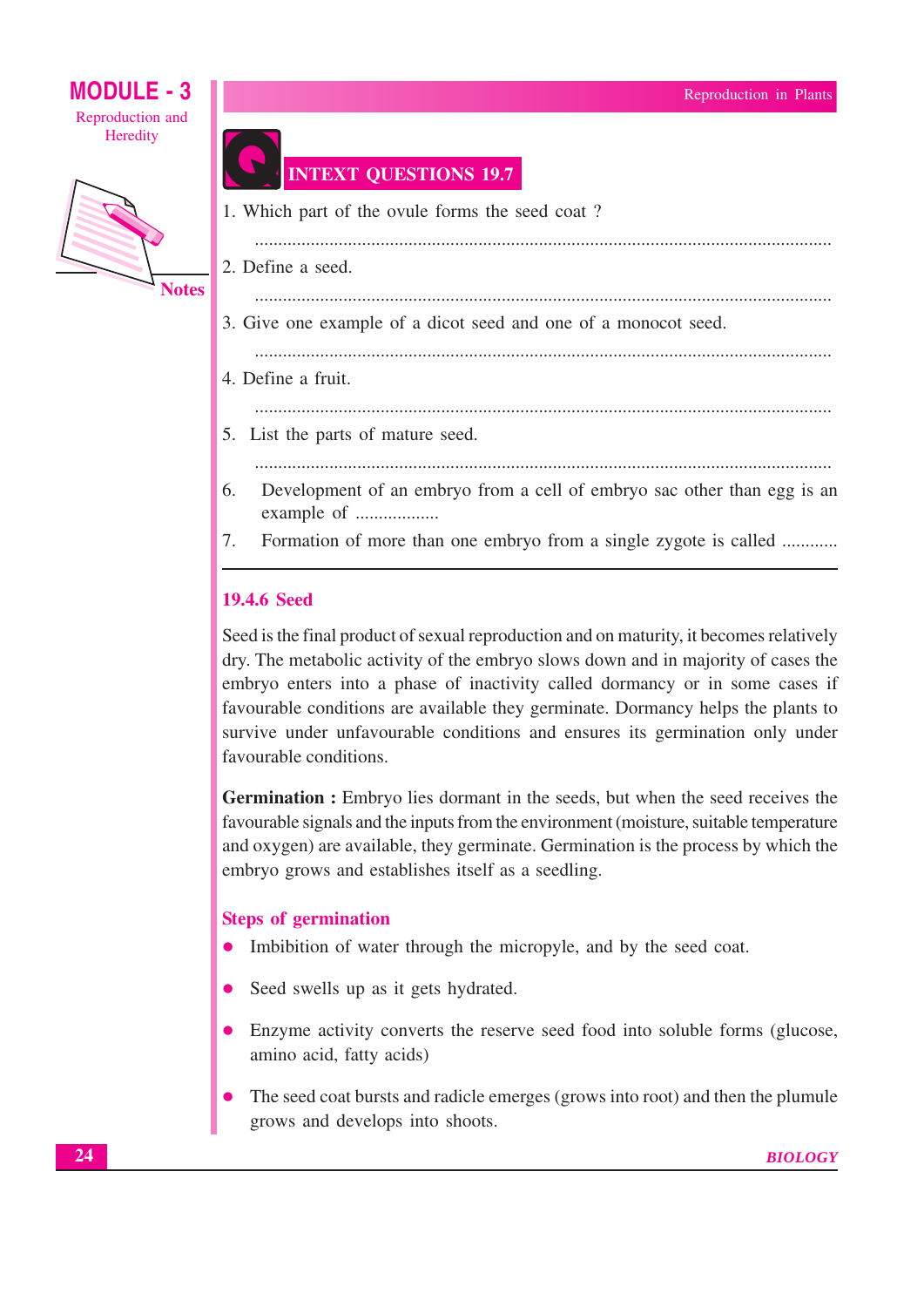## INTEXT QUESTIONS 19.7

1. Which part of the ovule forms the seed coat ?

   ..........................................................................................................................

2. Define a seed.

   ..........................................................................................................................

3. Give one example of a dicot seed and one of a monocot seed.

   ..........................................................................................................................

4. Define a fruit.

   ..........................................................................................................................

5. List the parts of mature seed.

   ..........................................................................................................................

6. Development of an embryo from a cell of embryo sac other than egg is an example of ..................

7. Formation of more than one embryo from a single zygote is called ............

---

### 19.4.6 Seed

Seed is the final product of sexual reproduction and on maturity, it becomes relatively dry. The metabolic activity of the embryo slows down and in majority of cases the embryo enters into a phase of inactivity called dormancy or in some cases if favourable conditions are available they germinate. Dormancy helps the plants to survive under unfavourable conditions and ensures its germination only under favourable conditions.

**Germination :** Embryo lies dormant in the seeds, but when the seed receives the favourable signals and the inputs from the environment (moisture, suitable temperature and oxygen) are available, they germinate. Germination is the process by which the embryo grows and establishes itself as a seedling.

#### Steps of germination

- Imbibition of water through the micropyle, and by the seed coat.
- Seed swells up as it gets hydrated.
- Enzyme activity converts the reserve seed food into soluble forms (glucose, amino acid, fatty acids)
- The seed coat bursts and radicle emerges (grows into root) and then the plumule grows and develops into shoots.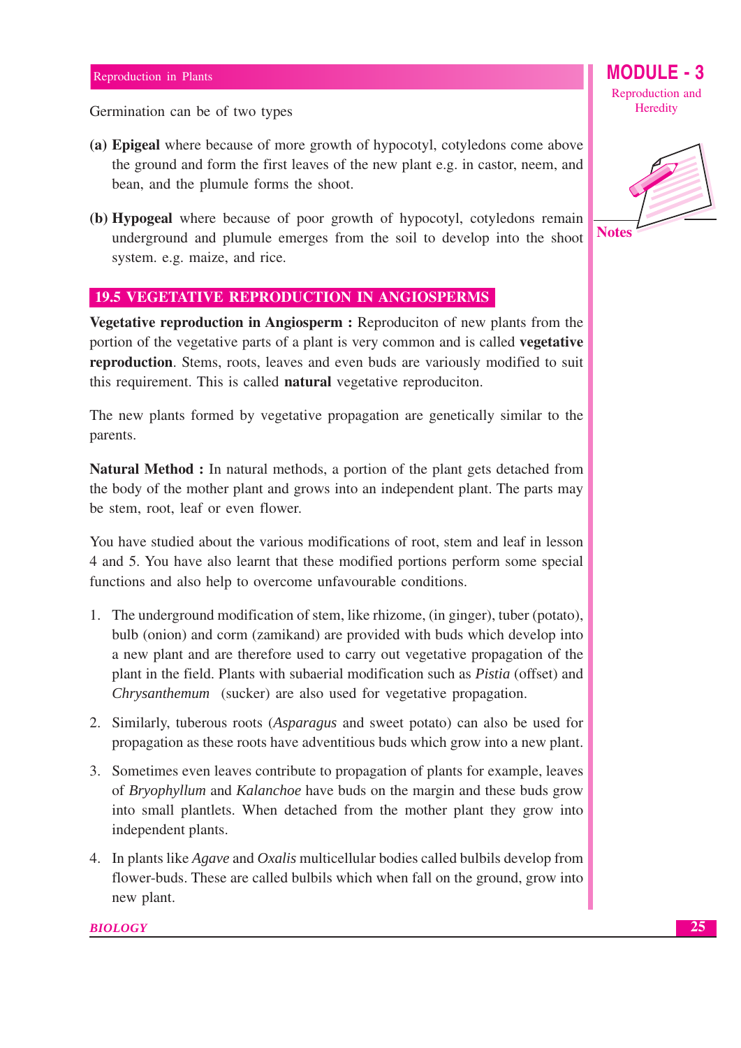Germination can be of two types

**(a) Epigeal** where because of more growth of hypocotyl, cotyledons come above the ground and form the first leaves of the new plant e.g. in castor, neem, and bean, and the plumule forms the shoot.

**(b) Hypogeal** where because of poor growth of hypocotyl, cotyledons remain underground and plumule emerges from the soil to develop into the shoot system. e.g. maize, and rice.

## 19.5 VEGETATIVE REPRODUCTION IN ANGIOSPERMS

**Vegetative reproduction in Angiosperm :** Reproduciton of new plants from the portion of the vegetative parts of a plant is very common and is called **vegetative reproduction**. Stems, roots, leaves and even buds are variously modified to suit this requirement. This is called **natural** vegetative reproduciton.

The new plants formed by vegetative propagation are genetically similar to the parents.

**Natural Method :** In natural methods, a portion of the plant gets detached from the body of the mother plant and grows into an independent plant. The parts may be stem, root, leaf or even flower.

You have studied about the various modifications of root, stem and leaf in lesson 4 and 5. You have also learnt that these modified portions perform some special functions and also help to overcome unfavourable conditions.

1. The underground modification of stem, like rhizome, (in ginger), tuber (potato), bulb (onion) and corm (zamikand) are provided with buds which develop into a new plant and are therefore used to carry out vegetative propagation of the plant in the field. Plants with subaerial modification such as *Pistia* (offset) and *Chrysanthemum* (sucker) are also used for vegetative propagation.
2. Similarly, tuberous roots (*Asparagus* and sweet potato) can also be used for propagation as these roots have adventitious buds which grow into a new plant.
3. Sometimes even leaves contribute to propagation of plants for example, leaves of *Bryophyllum* and *Kalanchoe* have buds on the margin and these buds grow into small plantlets. When detached from the mother plant they grow into independent plants.
4. In plants like *Agave* and *Oxalis* multicellular bodies called bulbils develop from flower-buds. These are called bulbils which when fall on the ground, grow into new plant.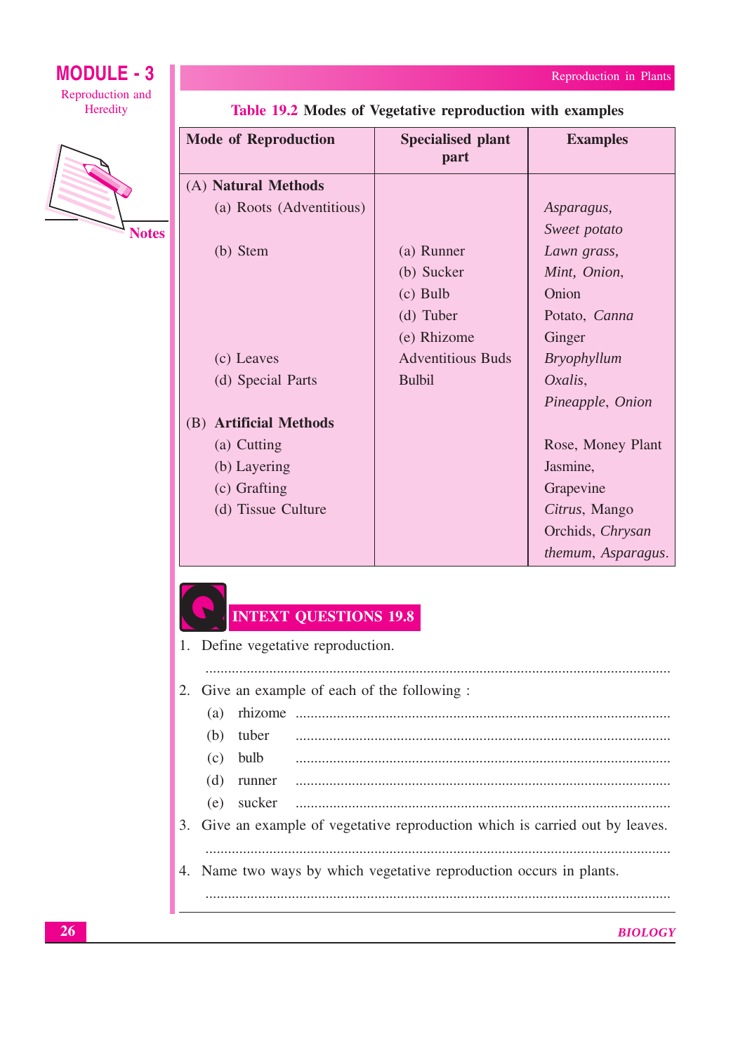**Table 19.2** Modes of Vegetative reproduction with examples

| Mode of Reproduction | Specialised plant part | Examples |
|---|---|---|
| (A) **Natural Methods** | | |
| (a) Roots (Adventitious) | | *Asparagus*, *Sweet potato* |
| (b) Stem | (a) Runner | *Lawn grass*, |
| | (b) Sucker | *Mint*, *Onion*, |
| | (c) Bulb | Onion |
| | (d) Tuber | Potato, *Canna* |
| | (e) Rhizome | Ginger |
| (c) Leaves | Adventitious Buds | *Bryophyllum* |
| (d) Special Parts | Bulbil | *Oxalis*, *Pineapple*, *Onion* |
| (B) **Artificial Methods** | | |
| (a) Cutting | | Rose, Money Plant |
| (b) Layering | | Jasmine, |
| (c) Grafting | | Grapevine |
| (d) Tissue Culture | | *Citrus*, Mango |
| | | Orchids, *Chrysanthemum*, *Asparagus*. |

## INTEXT QUESTIONS 19.8

1. Define vegetative reproduction.

   ..........................................................................................................

2. Give an example of each of the following :
   (a) rhizome ..........................................................................................
   (b) tuber ..........................................................................................
   (c) bulb ..........................................................................................
   (d) runner ..........................................................................................
   (e) sucker ..........................................................................................

3. Give an example of vegetative reproduction which is carried out by leaves.

   ..........................................................................................................

4. Name two ways by which vegetative reproduction occurs in plants.

   ..........................................................................................................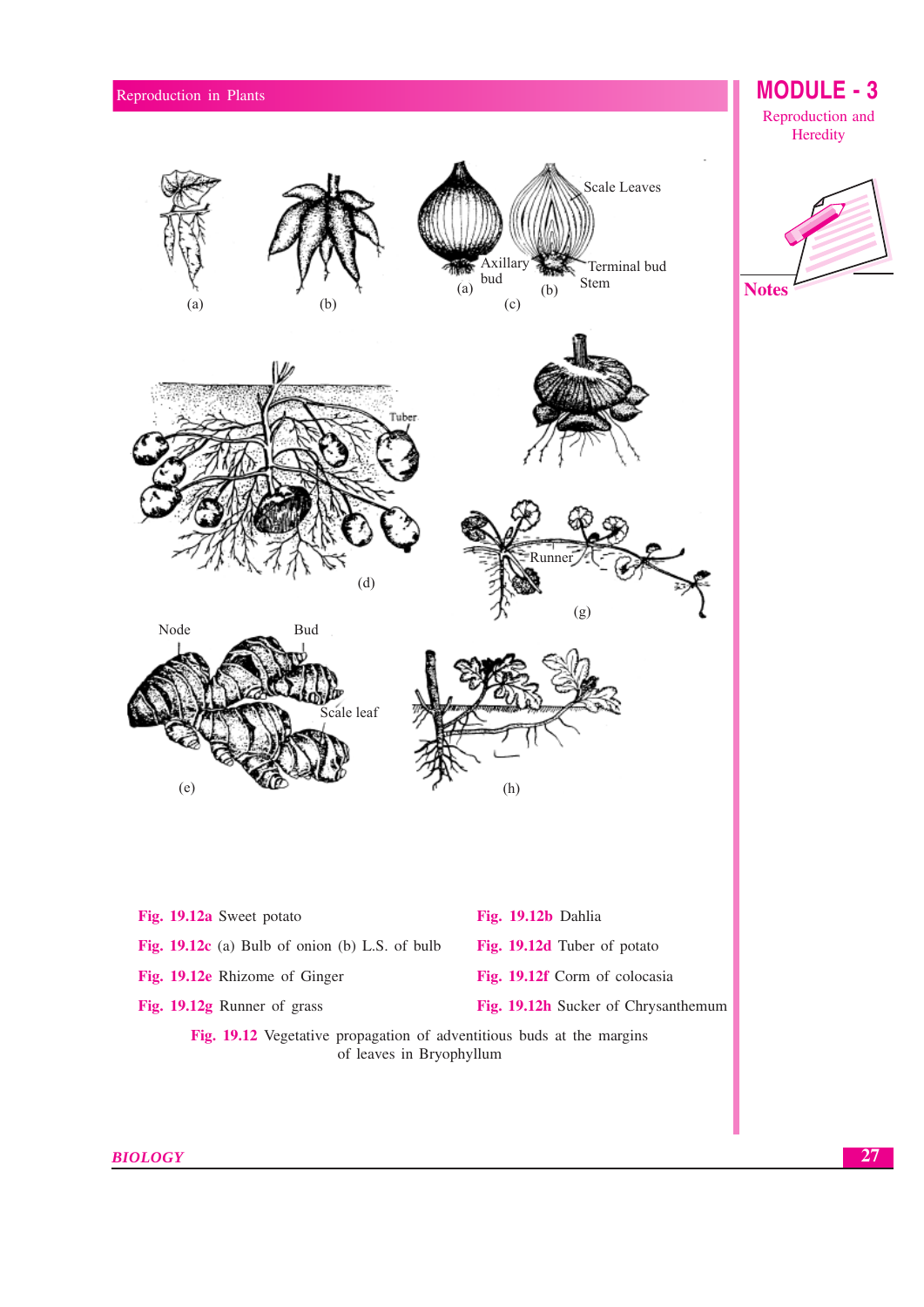Fig. 19.12a Sweet potato

Fig. 19.12b Dahlia

Fig. 19.12c (a) Bulb of onion (b) L.S. of bulb

Fig. 19.12d Tuber of potato

Fig. 19.12e Rhizome of Ginger

Fig. 19.12f Corm of colocasia

Fig. 19.12g Runner of grass

Fig. 19.12h Sucker of Chrysanthemum

Fig. 19.12 Vegetative propagation of adventitious buds at the margins of leaves in Bryophyllum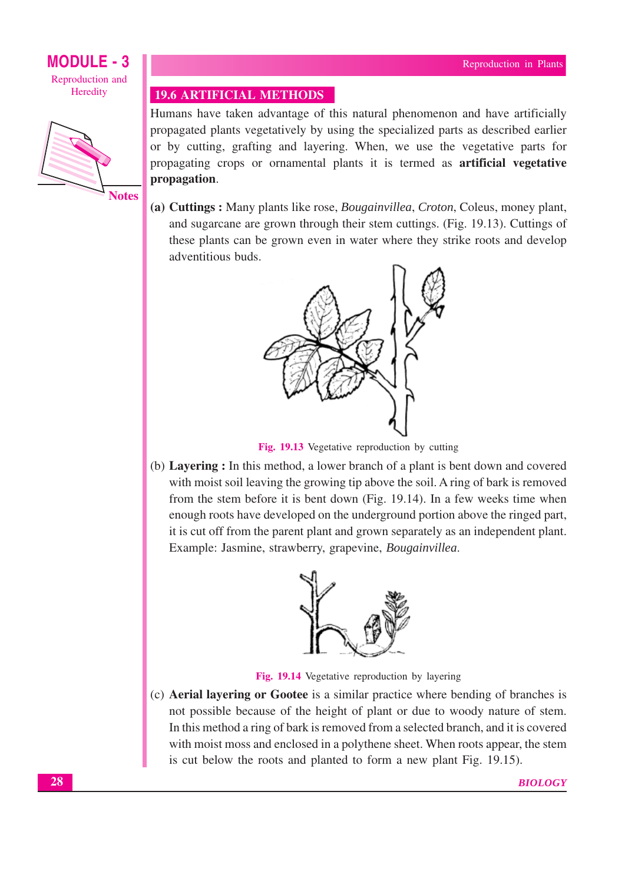## 19.6 ARTIFICIAL METHODS

Humans have taken advantage of this natural phenomenon and have artificially propagated plants vegetatively by using the specialized parts as described earlier or by cutting, grafting and layering. When, we use the vegetative parts for propagating crops or ornamental plants it is termed as **artificial vegetative propagation**.

**(a) Cuttings :** Many plants like rose, *Bougainvillea*, *Croton*, Coleus, money plant, and sugarcane are grown through their stem cuttings. (Fig. 19.13). Cuttings of these plants can be grown even in water where they strike roots and develop adventitious buds.

**Fig. 19.13** Vegetative reproduction by cutting

(b) **Layering :** In this method, a lower branch of a plant is bent down and covered with moist soil leaving the growing tip above the soil. A ring of bark is removed from the stem before it is bent down (Fig. 19.14). In a few weeks time when enough roots have developed on the underground portion above the ringed part, it is cut off from the parent plant and grown separately as an independent plant. Example: Jasmine, strawberry, grapevine, *Bougainvillea*.

**Fig. 19.14** Vegetative reproduction by layering

(c) **Aerial layering or Gootee** is a similar practice where bending of branches is not possible because of the height of plant or due to woody nature of stem. In this method a ring of bark is removed from a selected branch, and it is covered with moist moss and enclosed in a polythene sheet. When roots appear, the stem is cut below the roots and planted to form a new plant Fig. 19.15).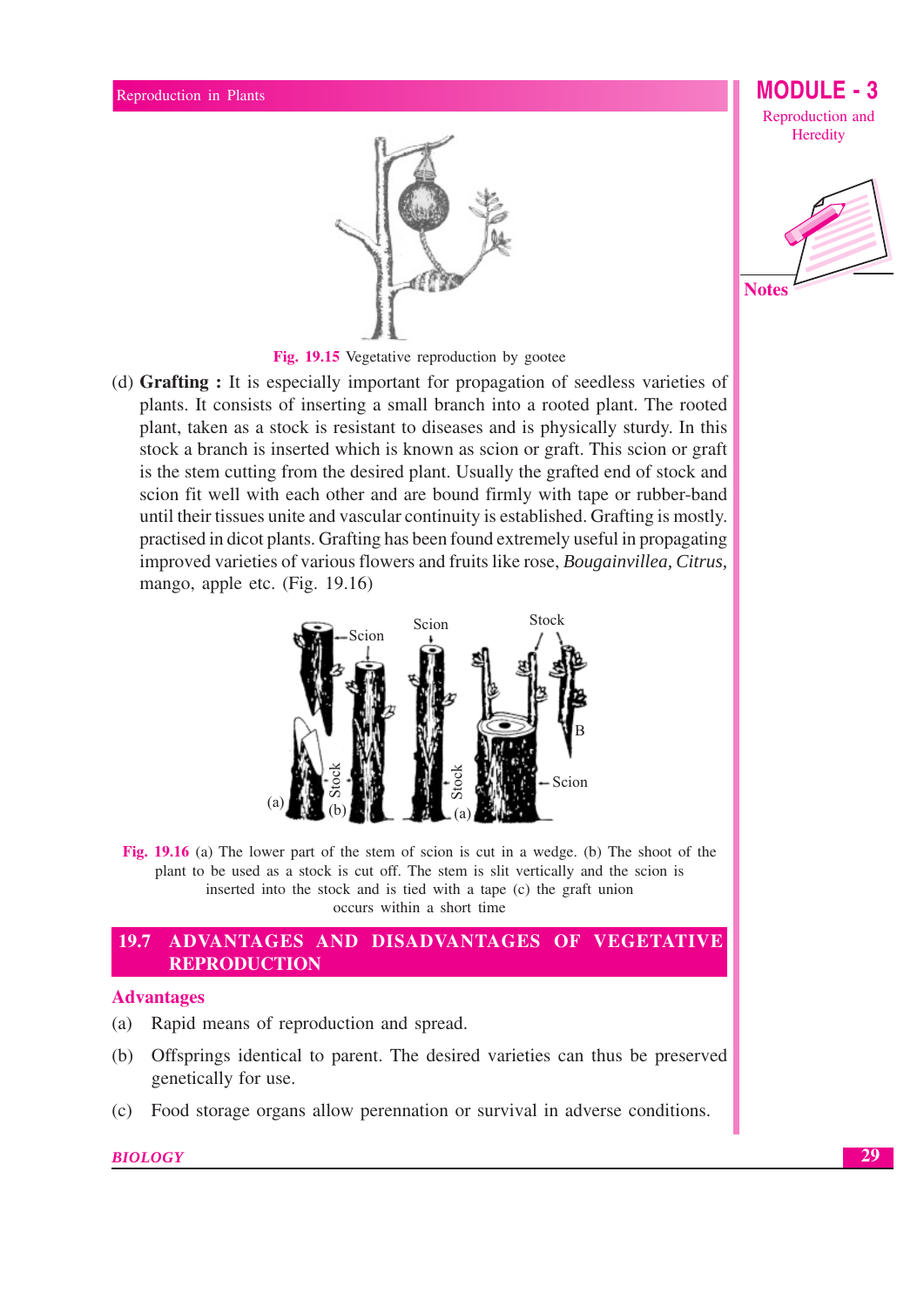Fig. 19.15 Vegetative reproduction by gootee

(d) **Grafting :** It is especially important for propagation of seedless varieties of plants. It consists of inserting a small branch into a rooted plant. The rooted plant, taken as a stock is resistant to diseases and is physically sturdy. In this stock a branch is inserted which is known as scion or graft. This scion or graft is the stem cutting from the desired plant. Usually the grafted end of stock and scion fit well with each other and are bound firmly with tape or rubber-band until their tissues unite and vascular continuity is established. Grafting is mostly. practised in dicot plants. Grafting has been found extremely useful in propagating improved varieties of various flowers and fruits like rose, *Bougainvillea, Citrus,* mango, apple etc. (Fig. 19.16)

Fig. 19.16 (a) The lower part of the stem of scion is cut in a wedge. (b) The shoot of the plant to be used as a stock is cut off. The stem is slit vertically and the scion is inserted into the stock and is tied with a tape (c) the graft union occurs within a short time

## 19.7 ADVANTAGES AND DISADVANTAGES OF VEGETATIVE REPRODUCTION

### Advantages

(a) Rapid means of reproduction and spread.

(b) Offsprings identical to parent. The desired varieties can thus be preserved genetically for use.

(c) Food storage organs allow perennation or survival in adverse conditions.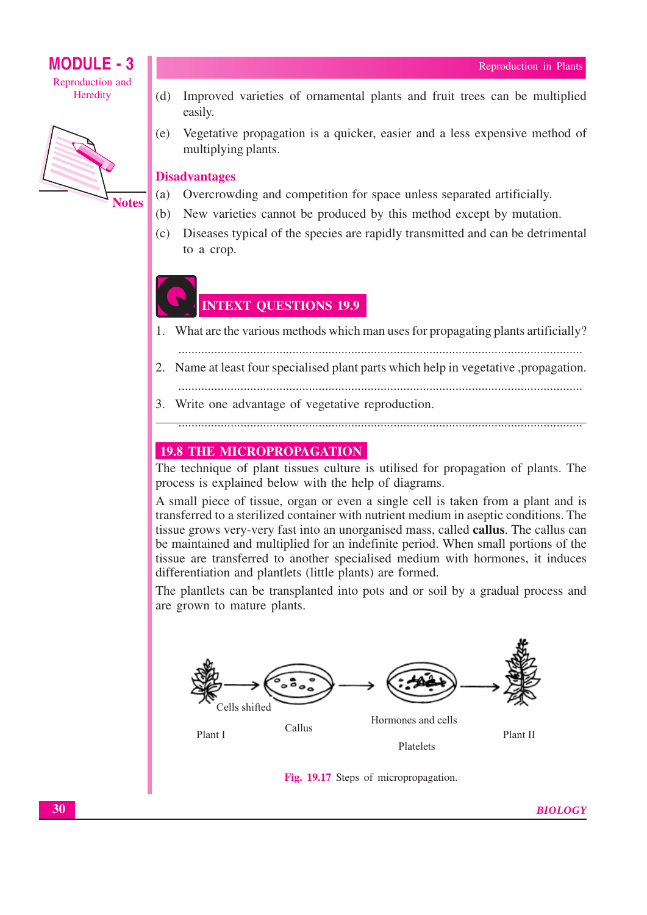(d) Improved varieties of ornamental plants and fruit trees can be multiplied easily.

(e) Vegetative propagation is a quicker, easier and a less expensive method of multiplying plants.

### Disadvantages

(a) Overcrowding and competition for space unless separated artificially.

(b) New varieties cannot be produced by this method except by mutation.

(c) Diseases typical of the species are rapidly transmitted and can be detrimental to a crop.

## INTEXT QUESTIONS 19.9

1. What are the various methods which man uses for propagating plants artificially?

   ..........................................................................................................................

2. Name at least four specialised plant parts which help in vegetative ,propagation.

   ..........................................................................................................................

3. Write one advantage of vegetative reproduction.

   ..........................................................................................................................

## 19.8 THE MICROPROPAGATION

The technique of plant tissues culture is utilised for propagation of plants. The process is explained below with the help of diagrams.

A small piece of tissue, organ or even a single cell is taken from a plant and is transferred to a sterilized container with nutrient medium in aseptic conditions. The tissue grows very-very fast into an unorganised mass, called **callus**. The callus can be maintained and multiplied for an indefinite period. When small portions of the tissue are transferred to another specialised medium with hormones, it induces differentiation and plantlets (little plants) are formed.

The plantlets can be transplanted into pots and or soil by a gradual process and are grown to mature plants.

Cells shifted

Plant I

Callus

Hormones and cells

Platelets

Plant II

**Fig. 19.17** Steps of micropropagation.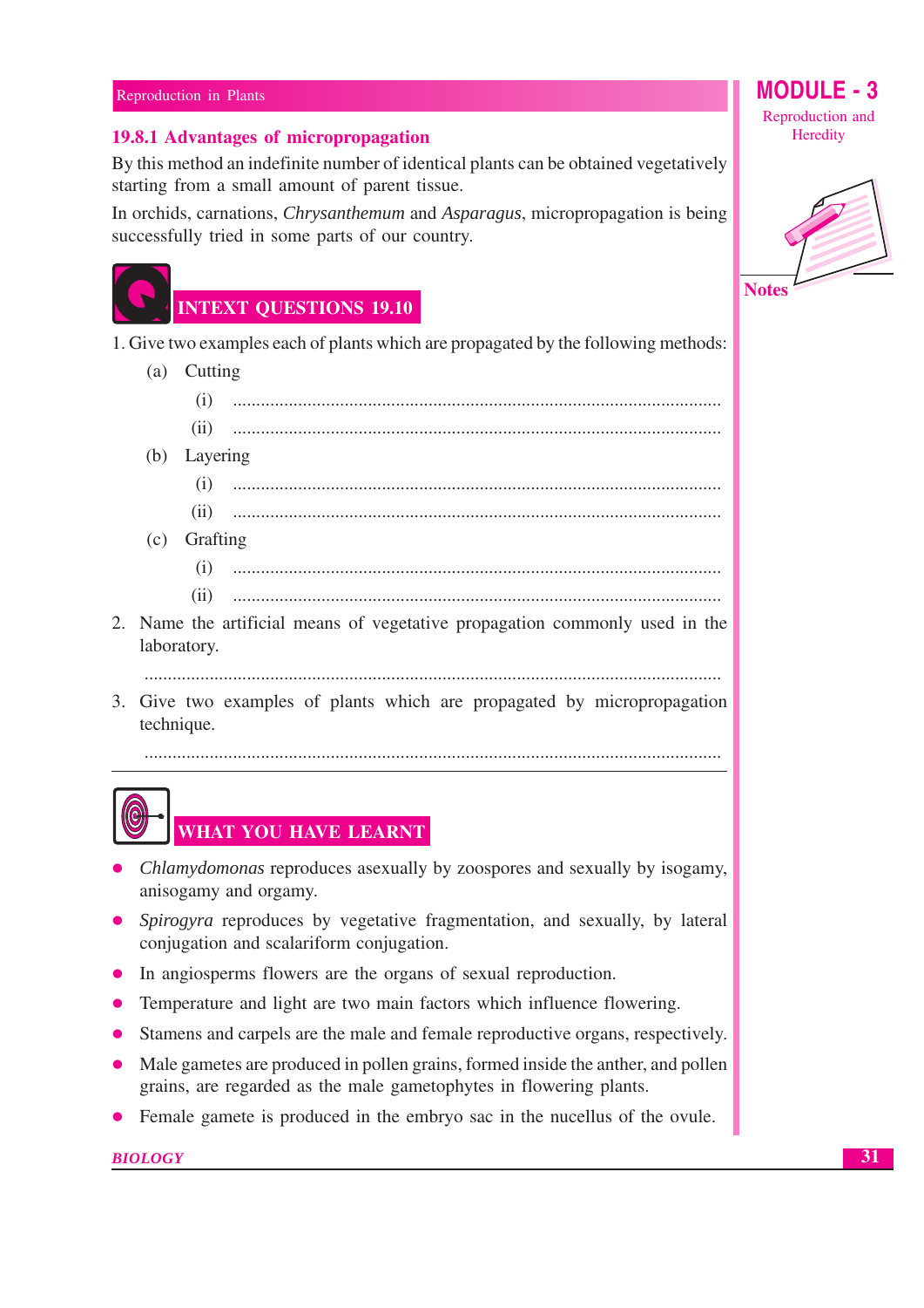### 19.8.1 Advantages of micropropagation

By this method an indefinite number of identical plants can be obtained vegetatively starting from a small amount of parent tissue.

In orchids, carnations, *Chrysanthemum* and *Asparagus*, micropropagation is being successfully tried in some parts of our country.

## INTEXT QUESTIONS 19.10

1. Give two examples each of plants which are propagated by the following methods:

   (a) Cutting

   (i) ..........................................................................................

   (ii) ..........................................................................................

   (b) Layering

   (i) ..........................................................................................

   (ii) ..........................................................................................

   (c) Grafting

   (i) ..........................................................................................

   (ii) ..........................................................................................

2. Name the artificial means of vegetative propagation commonly used in the laboratory.

   ..........................................................................................

3. Give two examples of plants which are propagated by micropropagation technique.

   ..........................................................................................

## WHAT YOU HAVE LEARNT

- *Chlamydomonas* reproduces asexually by zoospores and sexually by isogamy, anisogamy and orgamy.
- *Spirogyra* reproduces by vegetative fragmentation, and sexually, by lateral conjugation and scalariform conjugation.
- In angiosperms flowers are the organs of sexual reproduction.
- Temperature and light are two main factors which influence flowering.
- Stamens and carpels are the male and female reproductive organs, respectively.
- Male gametes are produced in pollen grains, formed inside the anther, and pollen grains, are regarded as the male gametophytes in flowering plants.
- Female gamete is produced in the embryo sac in the nucellus of the ovule.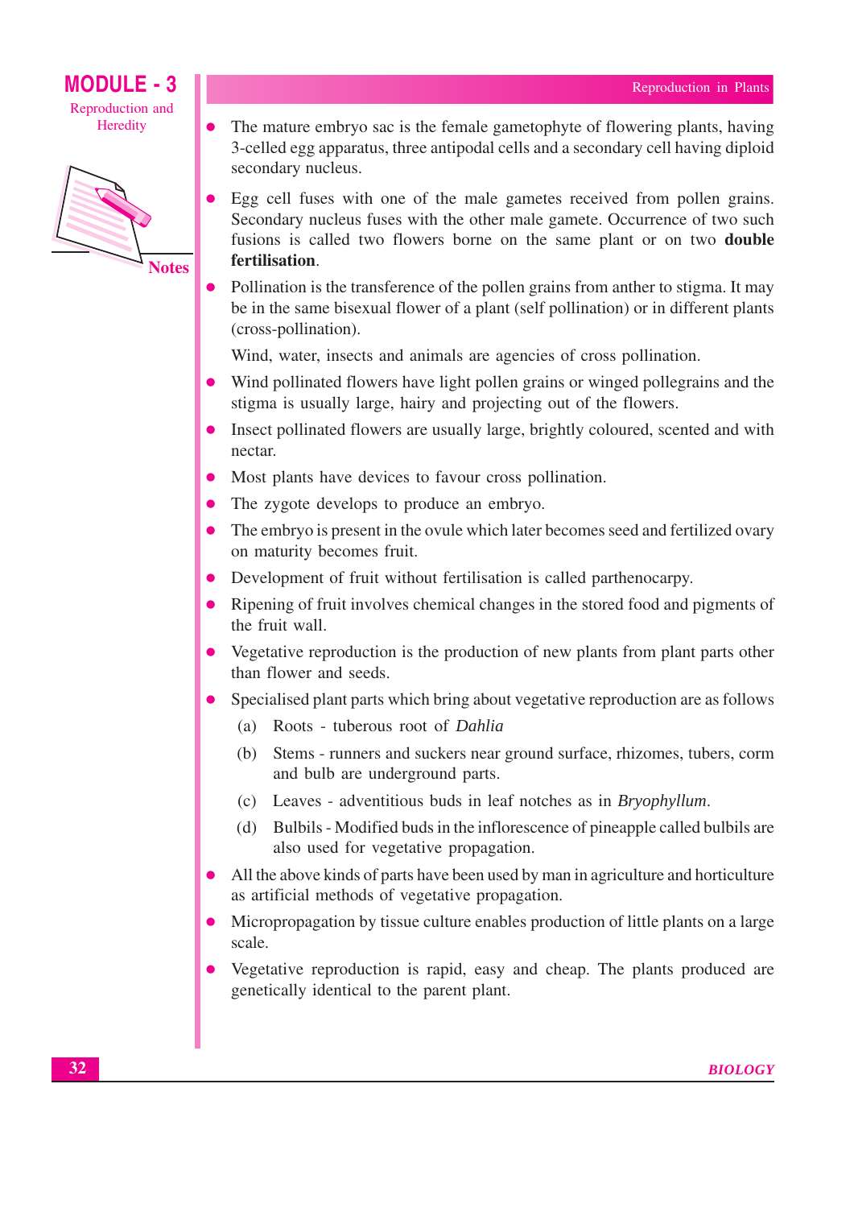- The mature embryo sac is the female gametophyte of flowering plants, having 3-celled egg apparatus, three antipodal cells and a secondary cell having diploid secondary nucleus.
- Egg cell fuses with one of the male gametes received from pollen grains. Secondary nucleus fuses with the other male gamete. Occurrence of two such fusions is called two flowers borne on the same plant or on two **double fertilisation**.
- Pollination is the transference of the pollen grains from anther to stigma. It may be in the same bisexual flower of a plant (self pollination) or in different plants (cross-pollination).

  Wind, water, insects and animals are agencies of cross pollination.
- Wind pollinated flowers have light pollen grains or winged pollegrains and the stigma is usually large, hairy and projecting out of the flowers.
- Insect pollinated flowers are usually large, brightly coloured, scented and with nectar.
- Most plants have devices to favour cross pollination.
- The zygote develops to produce an embryo.
- The embryo is present in the ovule which later becomes seed and fertilized ovary on maturity becomes fruit.
- Development of fruit without fertilisation is called parthenocarpy.
- Ripening of fruit involves chemical changes in the stored food and pigments of the fruit wall.
- Vegetative reproduction is the production of new plants from plant parts other than flower and seeds.
- Specialised plant parts which bring about vegetative reproduction are as follows
  - (a) Roots - tuberous root of *Dahlia*
  - (b) Stems - runners and suckers near ground surface, rhizomes, tubers, corm and bulb are underground parts.
  - (c) Leaves - adventitious buds in leaf notches as in *Bryophyllum*.
  - (d) Bulbils - Modified buds in the inflorescence of pineapple called bulbils are also used for vegetative propagation.
- All the above kinds of parts have been used by man in agriculture and horticulture as artificial methods of vegetative propagation.
- Micropropagation by tissue culture enables production of little plants on a large scale.
- Vegetative reproduction is rapid, easy and cheap. The plants produced are genetically identical to the parent plant.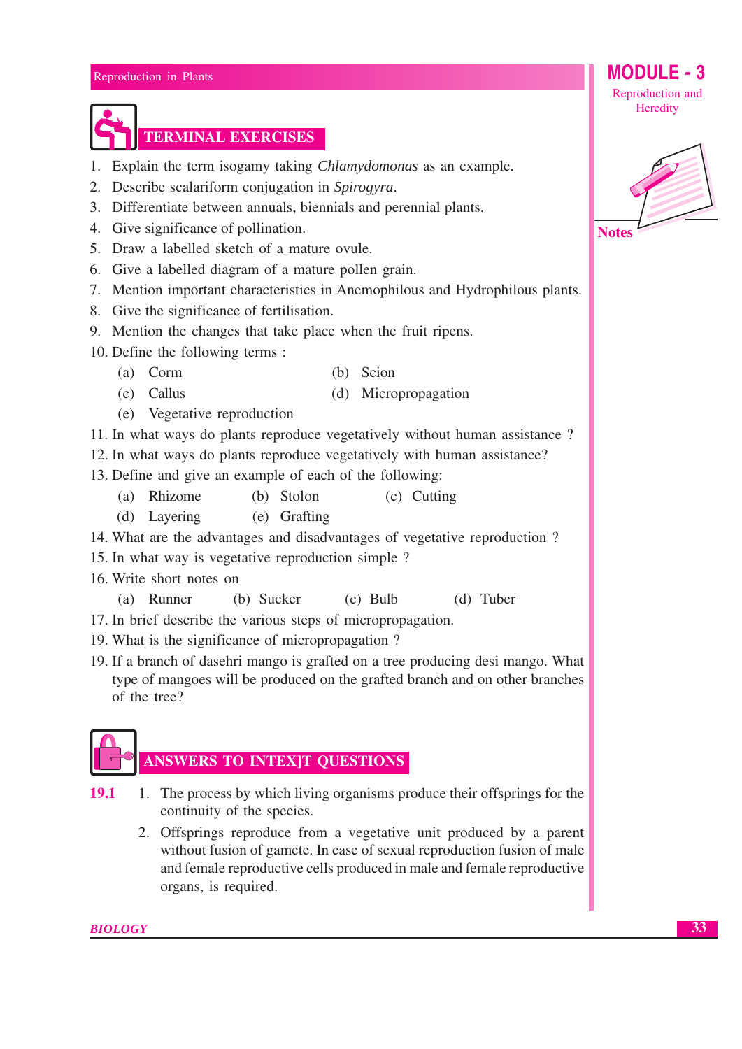## TERMINAL EXERCISES

1. Explain the term isogamy taking *Chlamydomonas* as an example.
2. Describe scalariform conjugation in *Spirogyra*.
3. Differentiate between annuals, biennials and perennial plants.
4. Give significance of pollination.
5. Draw a labelled sketch of a mature ovule.
6. Give a labelled diagram of a mature pollen grain.
7. Mention important characteristics in Anemophilous and Hydrophilous plants.
8. Give the significance of fertilisation.
9. Mention the changes that take place when the fruit ripens.
10. Define the following terms :
    (a) Corm
    (b) Scion
    (c) Callus
    (d) Micropropagation
    (e) Vegetative reproduction
11. In what ways do plants reproduce vegetatively without human assistance ?
12. In what ways do plants reproduce vegetatively with human assistance?
13. Define and give an example of each of the following:
    (a) Rhizome
    (b) Stolon
    (c) Cutting
    (d) Layering
    (e) Grafting
14. What are the advantages and disadvantages of vegetative reproduction ?
15. In what way is vegetative reproduction simple ?
16. Write short notes on
    (a) Runner
    (b) Sucker
    (c) Bulb
    (d) Tuber
17. In brief describe the various steps of micropropagation.
19. What is the significance of micropropagation ?
19. If a branch of dasehri mango is grafted on a tree producing desi mango. What type of mangoes will be produced on the grafted branch and on other branches of the tree?

## ANSWERS TO INTEX]T QUESTIONS

**19.1**

1. The process by which living organisms produce their offsprings for the continuity of the species.
2. Offsprings reproduce from a vegetative unit produced by a parent without fusion of gamete. In case of sexual reproduction fusion of male and female reproductive cells produced in male and female reproductive organs, is required.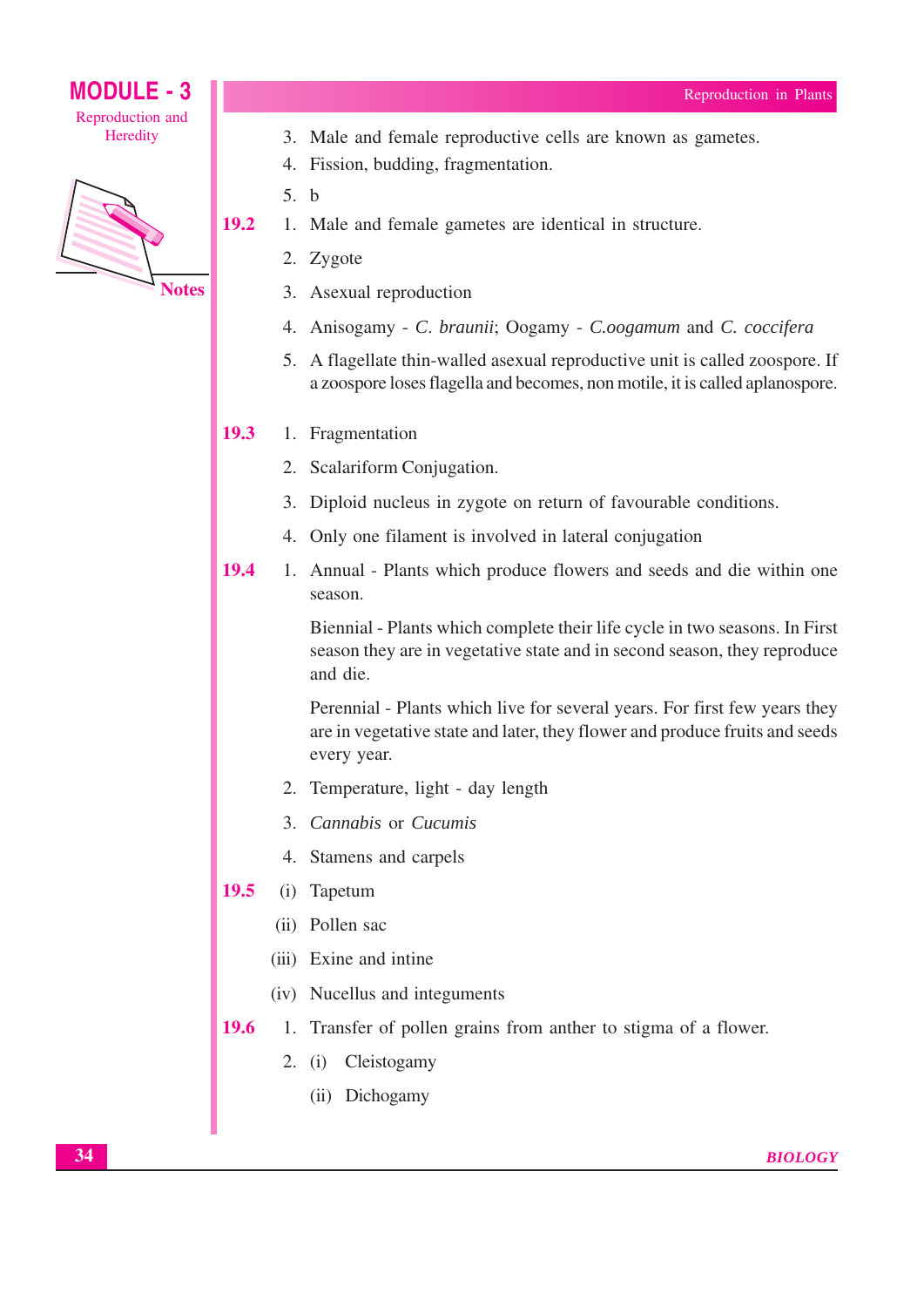3. Male and female reproductive cells are known as gametes.
4. Fission, budding, fragmentation.
5. b

**19.2**

1. Male and female gametes are identical in structure.
2. Zygote
3. Asexual reproduction
4. Anisogamy - *C. braunii*; Oogamy - *C.oogamum* and *C. coccifera*
5. A flagellate thin-walled asexual reproductive unit is called zoospore. If a zoospore loses flagella and becomes, non motile, it is called aplanospore.

**19.3**

1. Fragmentation
2. Scalariform Conjugation.
3. Diploid nucleus in zygote on return of favourable conditions.
4. Only one filament is involved in lateral conjugation

**19.4**

1. Annual - Plants which produce flowers and seeds and die within one season.

   Biennial - Plants which complete their life cycle in two seasons. In First season they are in vegetative state and in second season, they reproduce and die.

   Perennial - Plants which live for several years. For first few years they are in vegetative state and later, they flower and produce fruits and seeds every year.

2. Temperature, light - day length
3. *Cannabis* or *Cucumis*
4. Stamens and carpels

**19.5**

(i) Tapetum

(ii) Pollen sac

(iii) Exine and intine

(iv) Nucellus and integuments

**19.6**

1. Transfer of pollen grains from anther to stigma of a flower.
2. (i) Cleistogamy

   (ii) Dichogamy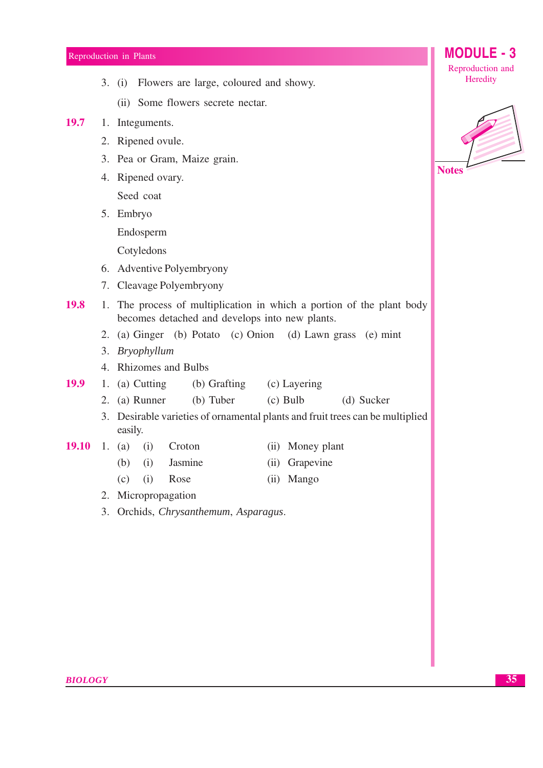3. (i) Flowers are large, coloured and showy.

   (ii) Some flowers secrete nectar.

**19.7**

1. Integuments.
2. Ripened ovule.
3. Pea or Gram, Maize grain.
4. Ripened ovary.

   Seed coat
5. Embryo

   Endosperm

   Cotyledons
6. Adventive Polyembryony
7. Cleavage Polyembryony

**19.8**

1. The process of multiplication in which a portion of the plant body becomes detached and develops into new plants.
2. (a) Ginger (b) Potato (c) Onion (d) Lawn grass (e) mint
3. *Bryophyllum*
4. Rhizomes and Bulbs

**19.9**

1. (a) Cutting (b) Grafting (c) Layering
2. (a) Runner (b) Tuber (c) Bulb (d) Sucker
3. Desirable varieties of ornamental plants and fruit trees can be multiplied easily.

**19.10**

1. (a) (i) Croton (ii) Money plant

   (b) (i) Jasmine (ii) Grapevine

   (c) (i) Rose (ii) Mango
2. Micropropagation
3. Orchids, *Chrysanthemum*, *Asparagus*.